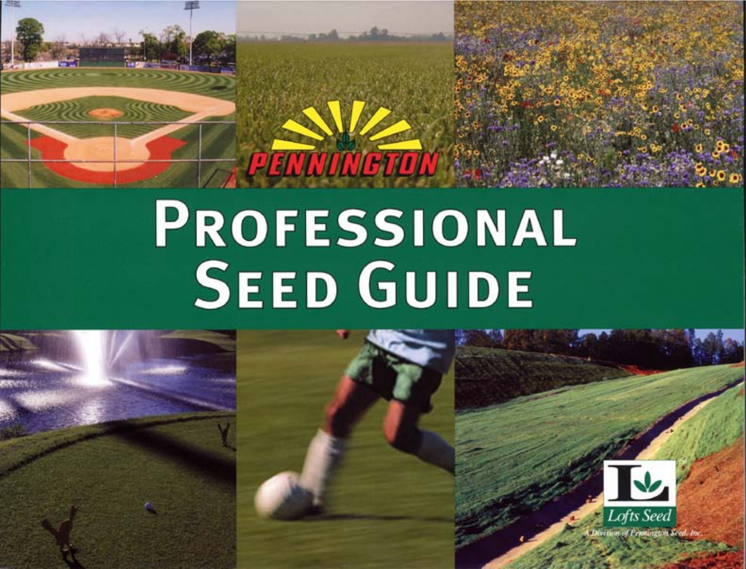PENNINGTON

# Professional Seed Guide

Lofts Seed

A Division of Pennington Seed, Inc.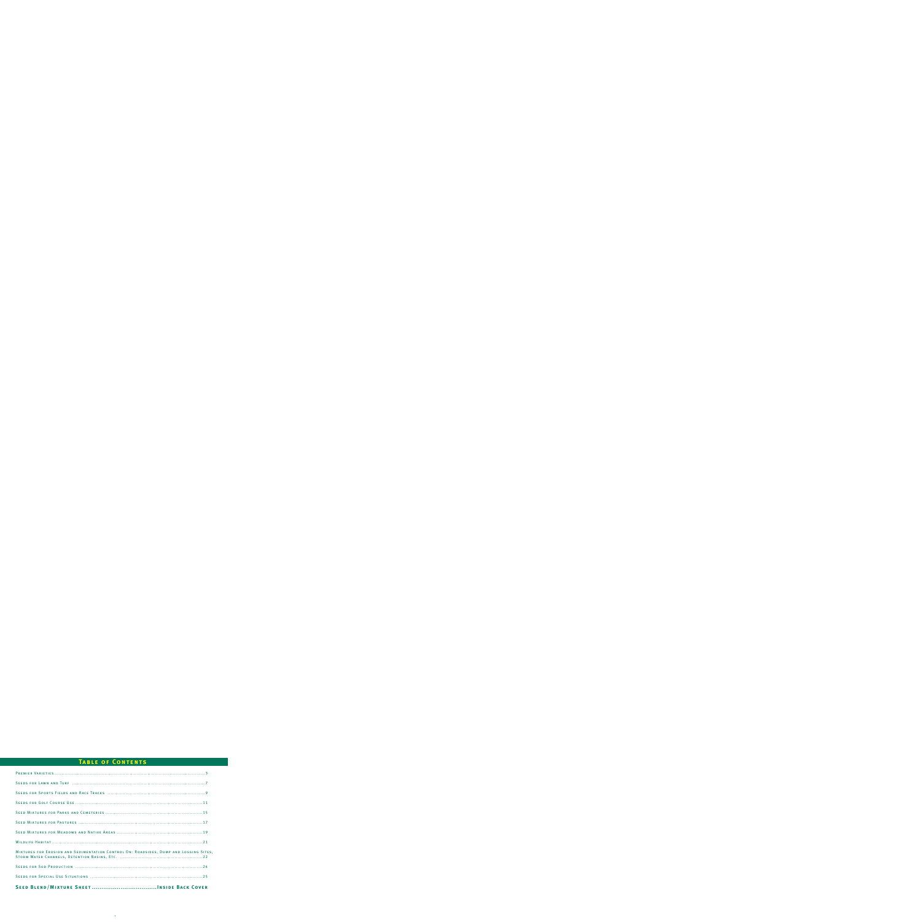# Table of Contents

Premier Varieties ............ 3

Seeds for Lawn and Turf ............ 7

Seeds for Sports Fields and Race Tracks ............ 9

Seeds for Golf Course Use ............ 11

Seed Mixtures for Parks and Cemeteries ............ 15

Seed Mixtures for Pastures ............ 17

Seed Mixtures for Meadows and Native Areas ............ 19

Wildlife Habitat ............ 21

Mixtures for Erosion and Sedimentation Control On: Roadsides, Dump and Logging Sites, Storm Water Channels, Detention Basins, Etc. ............ 22

Seeds for Sod Production ............ 24

Seeds for Special Use Situations ............ 25

**Seed Blend/Mixture Sheet ............ Inside Back Cover**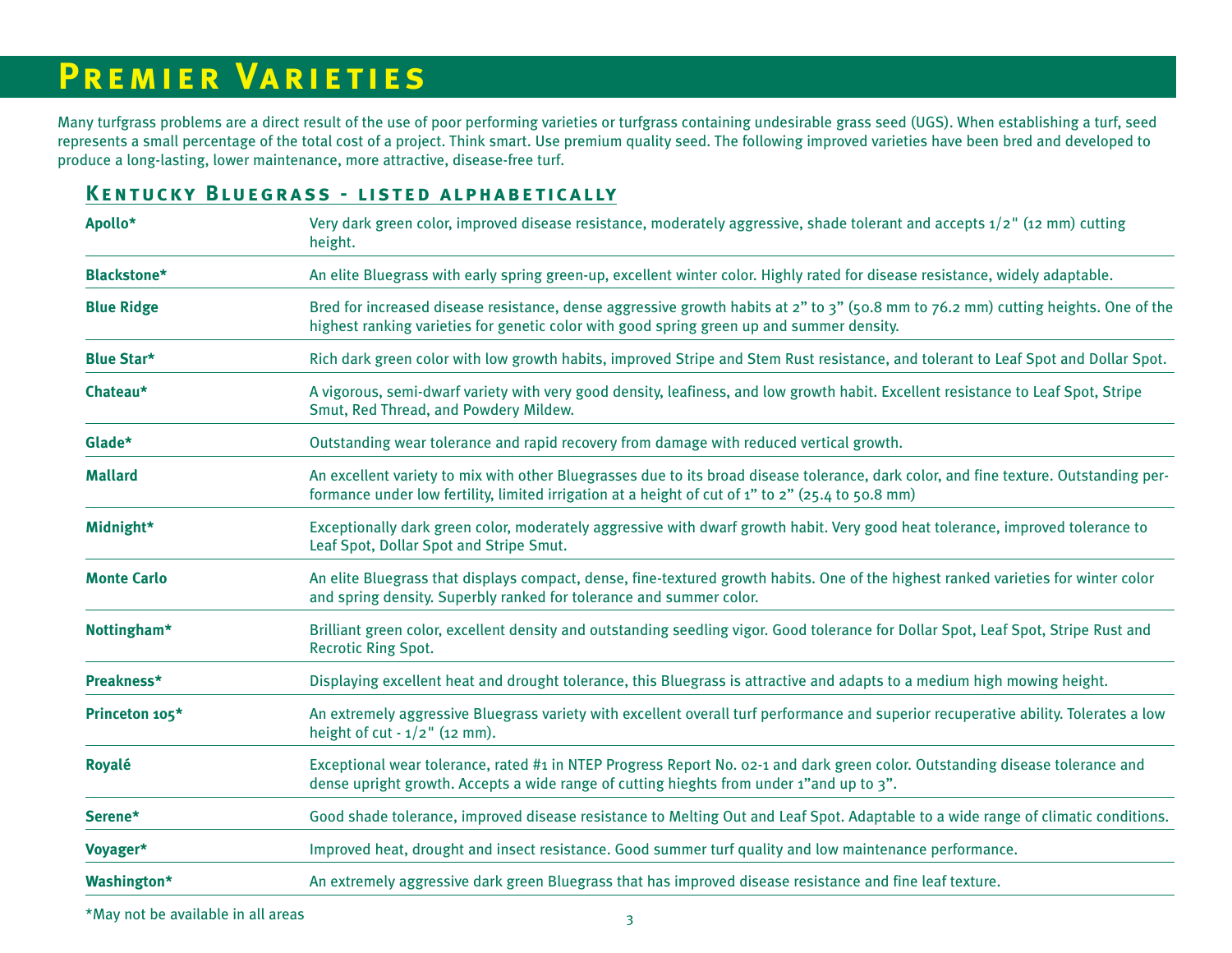# Premier Varieties

Many turfgrass problems are a direct result of the use of poor performing varieties or turfgrass containing undesirable grass seed (UGS). When establishing a turf, seed represents a small percentage of the total cost of a project. Think smart. Use premium quality seed. The following improved varieties have been bred and developed to produce a long-lasting, lower maintenance, more attractive, disease-free turf.

## Kentucky Bluegrass - listed alphabetically

| Variety | Description |
|---|---|
| **Apollo*** | Very dark green color, improved disease resistance, moderately aggressive, shade tolerant and accepts 1/2" (12 mm) cutting height. |
| **Blackstone*** | An elite Bluegrass with early spring green-up, excellent winter color. Highly rated for disease resistance, widely adaptable. |
| **Blue Ridge** | Bred for increased disease resistance, dense aggressive growth habits at 2" to 3" (50.8 mm to 76.2 mm) cutting heights. One of the highest ranking varieties for genetic color with good spring green up and summer density. |
| **Blue Star*** | Rich dark green color with low growth habits, improved Stripe and Stem Rust resistance, and tolerant to Leaf Spot and Dollar Spot. |
| **Chateau*** | A vigorous, semi-dwarf variety with very good density, leafiness, and low growth habit. Excellent resistance to Leaf Spot, Stripe Smut, Red Thread, and Powdery Mildew. |
| **Glade*** | Outstanding wear tolerance and rapid recovery from damage with reduced vertical growth. |
| **Mallard** | An excellent variety to mix with other Bluegrasses due to its broad disease tolerance, dark color, and fine texture. Outstanding performance under low fertility, limited irrigation at a height of cut of 1" to 2" (25.4 to 50.8 mm) |
| **Midnight*** | Exceptionally dark green color, moderately aggressive with dwarf growth habit. Very good heat tolerance, improved tolerance to Leaf Spot, Dollar Spot and Stripe Smut. |
| **Monte Carlo** | An elite Bluegrass that displays compact, dense, fine-textured growth habits. One of the highest ranked varieties for winter color and spring density. Superbly ranked for tolerance and summer color. |
| **Nottingham*** | Brilliant green color, excellent density and outstanding seedling vigor. Good tolerance for Dollar Spot, Leaf Spot, Stripe Rust and Recrotic Ring Spot. |
| **Preakness*** | Displaying excellent heat and drought tolerance, this Bluegrass is attractive and adapts to a medium high mowing height. |
| **Princeton 105*** | An extremely aggressive Bluegrass variety with excellent overall turf performance and superior recuperative ability. Tolerates a low height of cut - 1/2" (12 mm). |
| **Royalé** | Exceptional wear tolerance, rated #1 in NTEP Progress Report No. 02-1 and dark green color. Outstanding disease tolerance and dense upright growth. Accepts a wide range of cutting hieghts from under 1"and up to 3". |
| **Serene*** | Good shade tolerance, improved disease resistance to Melting Out and Leaf Spot. Adaptable to a wide range of climatic conditions. |
| **Voyager*** | Improved heat, drought and insect resistance. Good summer turf quality and low maintenance performance. |
| **Washington*** | An extremely aggressive dark green Bluegrass that has improved disease resistance and fine leaf texture. |

*May not be available in all areas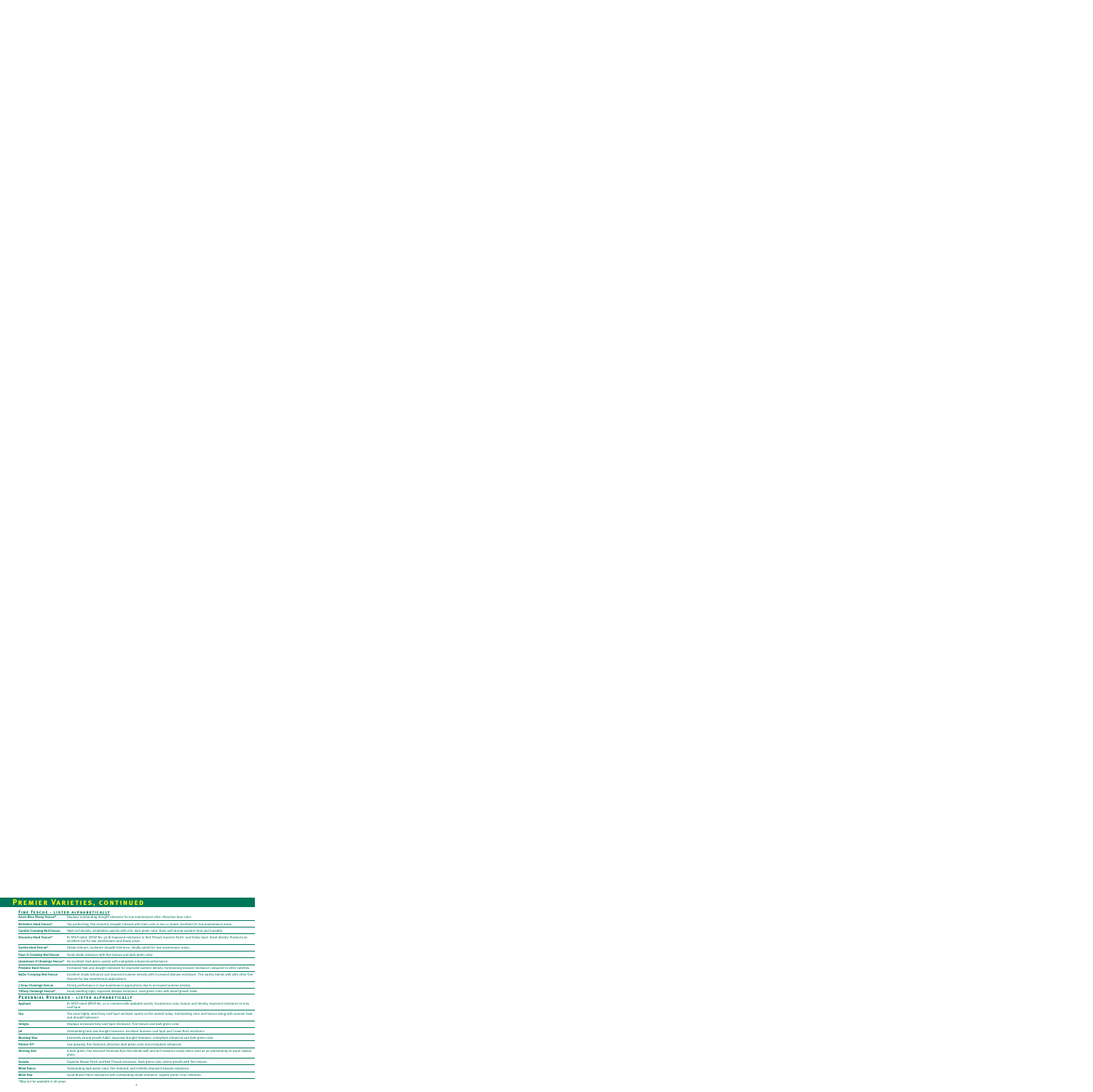## Premier Varieties, continued

### Fine Fescue – listed alphabetically

| | |
|---|---|
| Azure Blue Sheep Fescue* | Displays outstanding drought tolerance for low maintenance sites. Attractive blue color. |
| Berkshire Hard Fescue* | Top performing, fine textured, drought tolerant with dark color in sun or shade. Excellent for low maintenance areas. |
| Camilla Creeping Red Fescue | High turf density, establishes quickly with rich, dark green color. Does well during summer heat and humidity. |
| Discovery Hard Fescue* | #1 NTEP rated (NTEP No. 98-8) Improved resistance to Red Thread, Summer Patch, and Dollar Spot. Great density. Produces an excellent turf for low maintenance and shady areas. |
| Eureka Hard Fescue* | Shade tolerant, moderate drought tolerance, ideally suited for low maintenance areas. |
| Piper II Creeping Red Fescue | Good shade tolerance with fine texture and dark green color. |
| Jamestown II Chewings Fescue* | An excellent dark green variety with endophyte-enhanced performance. |
| Predator Hard Fescue | Increased heat and drought tolerance for improved summer density. Outstanding disease resistance compared to other varieties. |
| RaZor Creeping Red Fescue | Excellent shade tolerance and improved summer density with increased disease resistance. This variety blends well with other fine fescues for low maintenance applications. |
| 7 Seas Chewings Fescue | Strong performance in low maintenance applications due to increased summer density. |
| Tiffany Chewings Fescue* | Good seedling vigor, improved disease resistance, dark green color with dwarf growth habit. |

### Perennial Ryegrass – listed alphabetically

| | |
|---|---|
| Applaud | #1 NTEP rated (NTEP No. 01-1) commercially available variety. Exceptional color, texture and density. Improved resistance to Grey Leaf Spot. |
| Itia | The most highly rated Gray Leaf Spot resistant variety on the market today. Outstanding color and texture along with summer heat and drought tolerance. |
| Integra | Displays increased Grey Leaf Spot resistance, fine texture and dark green color. |
| Jet | Outstanding heat and drought tolerance. Excellent Summer Leaf Spot and Crown Rust resistance. |
| Morning Star | Extremely strong growth habit, improved drought tolerance, endophyte enhanced and dark green color. |
| Palmer III* | Low growing, fine textured, attractive dark green color and endophyte enhanced. |
| Shining Star | A dark green, fine textured Perennial Rye that blends well and will transition easily when used as an overseeding on warm season grass. |
| Sonata | Superior Brown Patch and Red Thread resistance. Dark green color, dense growth with fine texture. |
| Wind Dance | Outstanding dark green color, fine textured, and exhibits improved disease resistance. |
| Wind Star | Good Brown Patch resistance with outstanding shade tolerance. Superb winter color retention. |

*May not be available in all areas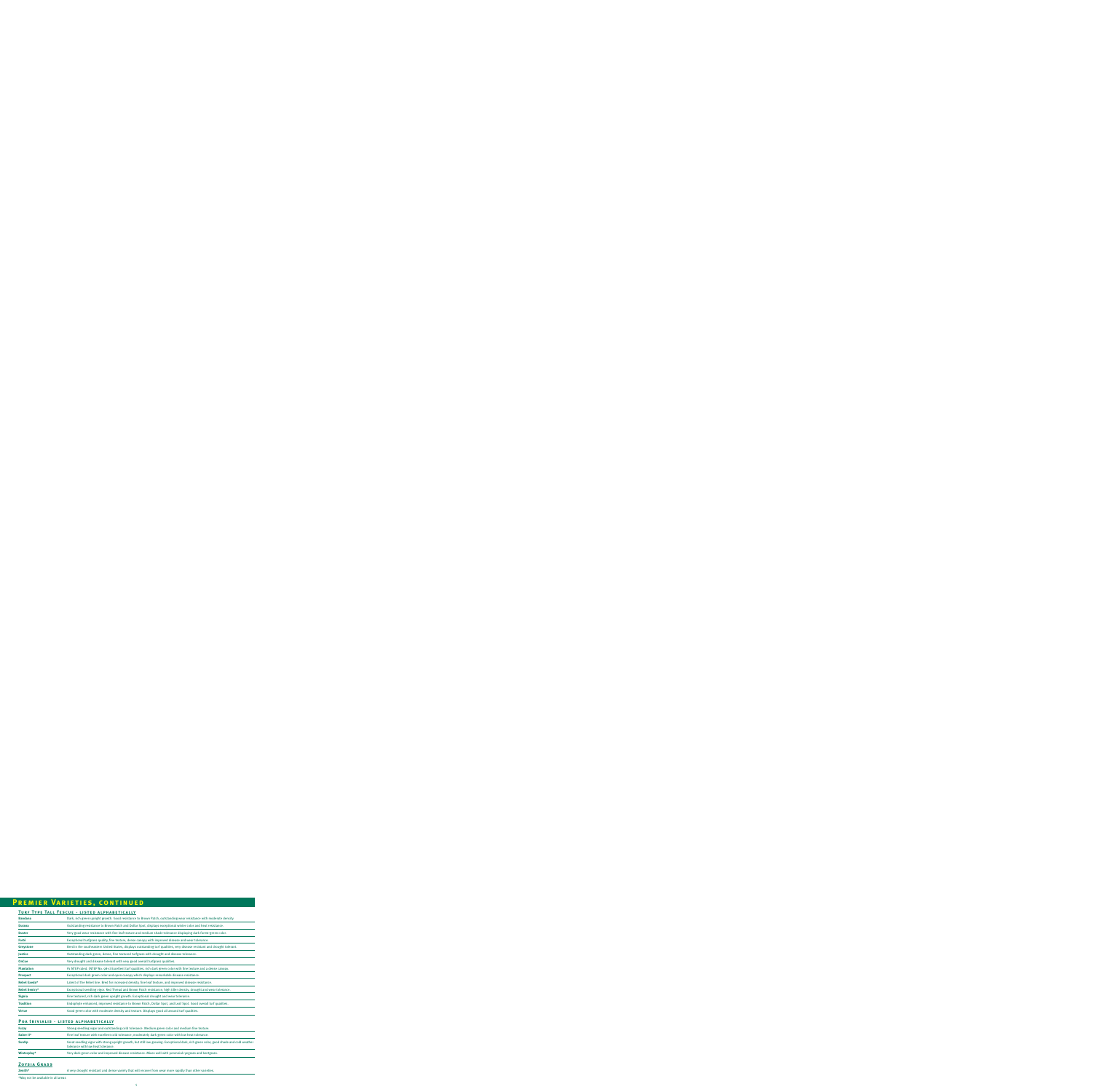# Premier Varieties, continued

## Turf Type Tall Fescue - listed alphabetically

| | |
|---|---|
| **Bandana** | Dark, rich green upright growth. Good resistance to Brown Patch, outstanding wear resistance with moderate density. |
| **Durana** | Outstanding resistance to Brown Patch and Dollar Spot, displays exceptional winter color and heat resistance. |
| **Duster** | Very good wear resistance with fine leaf texture and medium shade tolerance displaying dark forest-green color. |
| **Forté** | Exceptional turfgrass quality, fine texture, dense canopy with improved disease and wear tolerance. |
| **Greystone** | Bred in the southeastern United States, displays outstanding turf qualities, very disease resistant and drought tolerant. |
| **Justice** | Outstanding dark green, dense, fine textured turfgrass with drought and disease tolerance. |
| **OnCue** | Very drought and disease tolerant with very good overall turfgrass qualities. |
| **Plantation** | #1 NTEP rated, (NTEP No. 98-1) Excellent turf qualities, rich dark green color with fine texture and a dense canopy. |
| **Prospect** | Exceptional dark green color and open canopy which displays remarkable disease resistance. |
| **Rebel Exeda*** | Latest of the Rebel line. Bred for increased density, fine leaf texture, and improved disease resistance. |
| **Rebel Sentry*** | Exceptional seedling vigor. Red Thread and Brown Patch resistance, high tiller density, drought and wear tolerance. |
| **Signia** | Fine textured, rich dark green upright growth. Exceptional drought and wear tolerance. |
| **Tradition** | Endophyte enhanced, improved resistance to Brown Patch, Dollar Spot, and Leaf Spot. Good overall turf qualities. |
| **Virtue** | Good green color with moderate density and texture. Displays good all around turf qualities. |

## Poa trivialis - listed alphabetically

| | |
|---|---|
| **Fuzzy** | Strong seedling vigor and outstanding cold tolerance. Medium green color and medium fine texture. |
| **Sabre II*** | Fine leaf texture with excellent cold tolerance, moderately dark green color with low heat tolerance. |
| **SunUp** | Great seedling vigor with strong upright growth, but still low growing. Exceptional dark, rich green color, good shade and cold weather tolerance with low heat tolerance. |
| **Winterplay*** | Very dark green color and improved disease resistance. Mixes well with perennial ryegrass and bentgrass. |

## Zoysia Grass

| | |
|---|---|
| **Zenith*** | A very drought resistant and dense variety that will recover from wear more rapidly than other varieties. |

*May not be available in all areas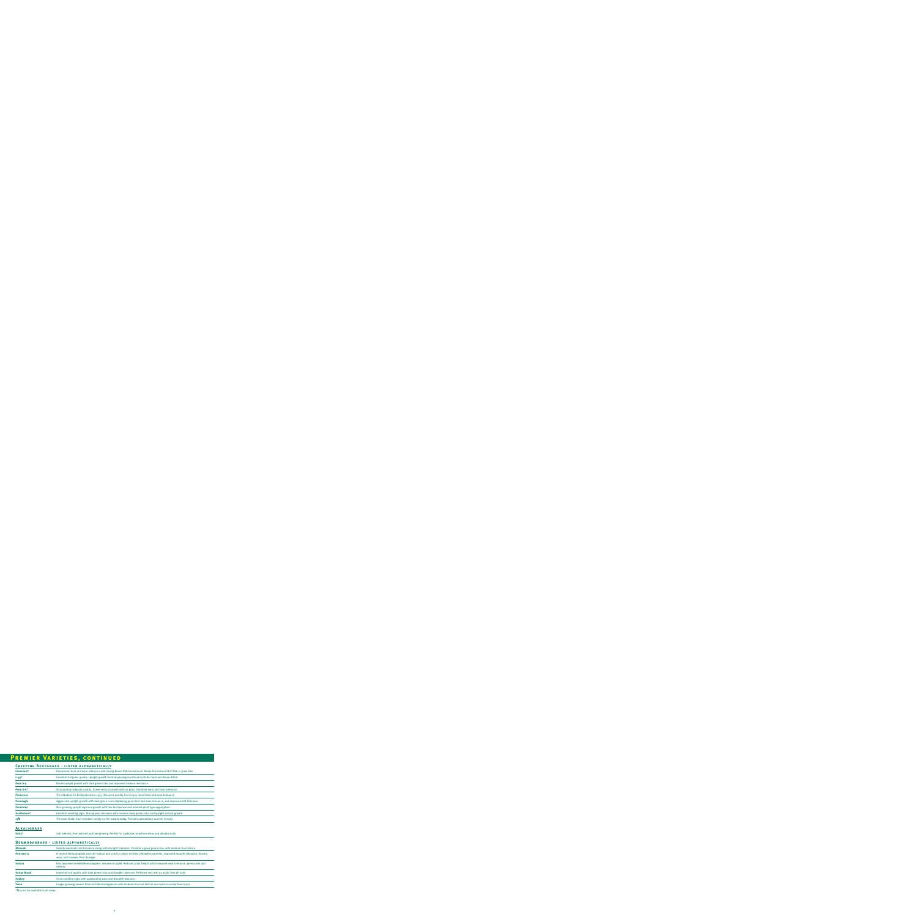# Premier Varieties, continued

## Creeping Bentgrass - listed alphabetically

| | |
|---|---|
| **Crenshaw*** | Exceptional heat and wear tolerance with strong Brown Patch resistance. Dense fine textured turf that is grain free. |
| **L-93*** | Excellent turfgrass quality. Upright growth habit displaying resistance to Dollar Spot and Brown Patch. |
| **Penn A-4** | Dense upright growth with dark green color and improved disease resistance. |
| **Penn G-6*** | Outstanding turfgrass quality. Dense vertical growth with no grain. Excellent wear and heat tolerance. |
| **Penncross** | The standard for Bentgrass since 1955. Recovers quickly from injury. Good heat and wear tolerance. |
| **Penneagle** | Aggressive upright growth with dark green color displaying good heat and wear tolerance, and improved salt tolerance. |
| **Pennlinks** | Non-grainy upright vigorous growth with fine leaf texture and minimal plant type segregation. |
| **Southshore*** | Excellent seedling vigor. Strong wear tolerance with medium deep green color and upright vertical growth. |
| **13M** | The most Dollar Spot resistant variety on the market today. Provides outstanding summer density. |

## Alkaligrass

| | |
|---|---|
| **Salty*** | Salt tolerant, fine textured and low growing. Perfect for roadsides, seashore areas and alkaline soils. |

## Bermudagrass - listed alphabetically

| | |
|---|---|
| **Mohawk** | Greatly improved cold tolerance along with drought tolerance. Provides a good green color with medium fine texture. |
| **Princess-77** | A seeded Bermudagrass with the texture and color to match the best vegetative varieties. Improved drought tolerance, density, wear, and recovery from damage. |
| **Sahara** | First improved seeded Bermudagrass, released in 1986. Reduced plant height with increased wear tolerance, green color and density. |
| **Sultan Brand** | Improved turf quality with dark green color and drought tolerance. Performs very well on acidic/low pH soils. |
| **Sydney** | Good seedling vigor with outstanding wear and drought tolerance. |
| **Yuma** | Longer growing season than most Bermudagrasses with medium fine leaf texture and quick recovery from injury. |

*May not be available in all areas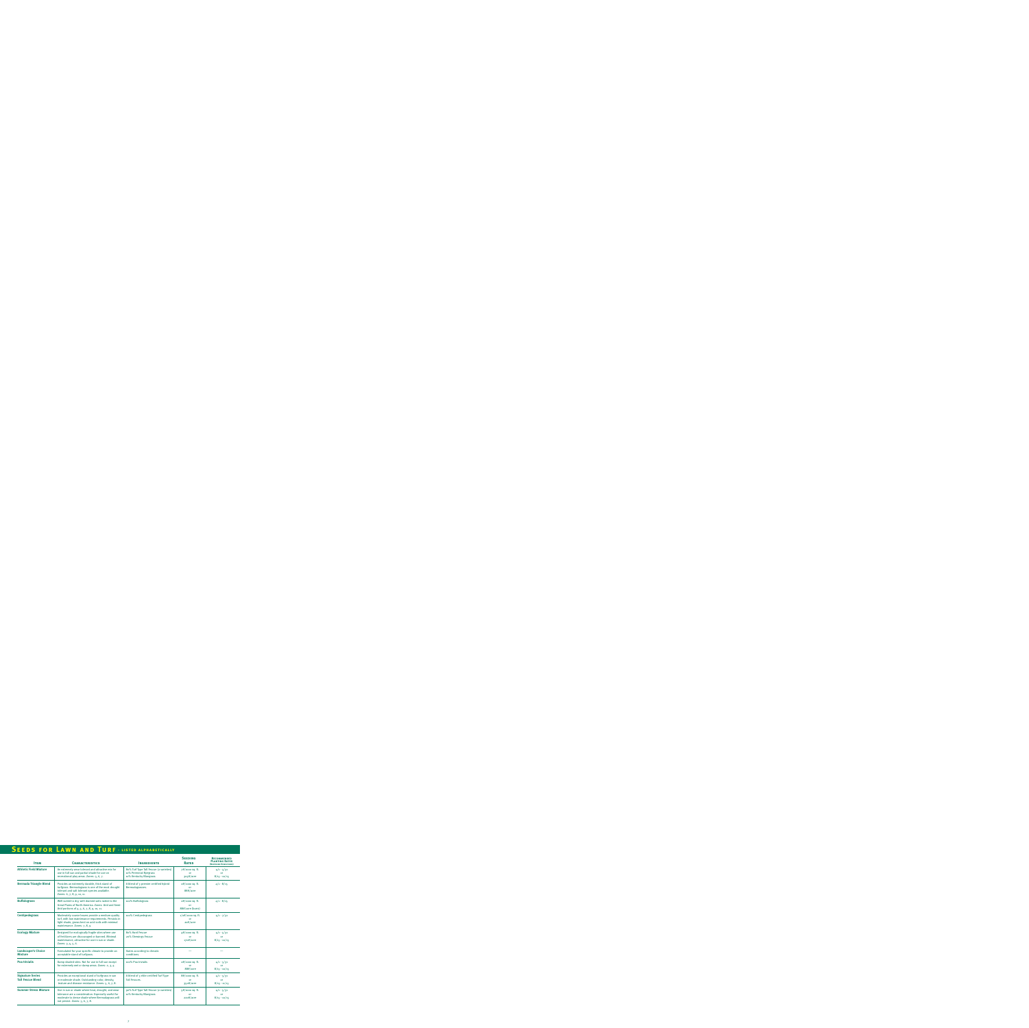# Seeds for Lawn and Turf - listed alphabetically

| Item | Characteristics | Ingredients | Seeding Rates | Recommended Planting Dates (Northern Hemisphere) |
|---|---|---|---|---|
| **Athletic Field Mixture** | An extremely wear tolerant and attractive mix for use in full sun and partial shade for use on recreational play areas. Zones: 5, 6, 7. | 80% Turf Type Tall Fescue (2 varieties) 10% Perennial Ryegrass 10% Kentucky Bluegrass | 7#/1000 sq. ft. or 300#/acre | 4/1 - 5/31 or 8/15 - 10/15 |
| **Bermuda Triangle Blend** | Provides an extremely durable, thick stand of turfgrass. Bermudagrass is one of the most drought tolerant and salt tolerant species available. Zones: 6, 7, 8, 9, 10, 11. | A blend of 3 premier certified hybrid Bermudagrasses | 2#/1000 sq. ft. or 88#/acre | 4/1 - 8/15 |
| **Buffalograss** | Well suited to dry, well drained soils native to the Great Plains of North America. Zones: Arid and Semi Arid portions of 4, 5, 6, 7, 8, 9, 10, 11. | 100% Buffalograss | 2#/1000 sq. ft. or 88#/acre (burs) | 4/1 - 8/15 |
| **Centipedegrass** | Moderately coarse leaves provide a medium quality turf with low maintenance requirements. Persists in light shade, grows best on acid soils with minimal maintenance. Zones: 7, 8, 9. | 100% Centipedegrass | 1/2#/1000 sq. ft. or 20#/acre | 4/1 - 7/31 |
| **Ecology Mixture** | Designed for ecologically fragile sites where use of fertilizers are discouraged or banned. Minimal maintenance; attractive for sun to sun or shade. Zones: 3, 4, 5, 6. | 80% Hard Fescue 20% Chewings Fescue | 4#/1000 sq. ft. or 170#/acre | 4/1 - 5/31 or 8/15 - 10/15 |
| **Landscaper's Choice Mixture** | Formulated for your specific climate to provide an acceptable stand of turfgrass. | Varies according to climatic conditions | — | — |
| **Poa trivialis** | Damp shaded sites. Not for use in full sun except for extremely wet or damp areas. Zones: 2, 3, 4. | 100% Poa trivialis | 2#/1000 sq. ft. or 88#/acre | 4/1 - 5/31 or 8/15 - 10/15 |
| **Signature Series Tall Fescue Blend** | Provides an exceptional stand of turfgrass in sun or moderate shade. Outstanding color, density, texture and disease resistance. Zones: 5, 6, 7, 8. | A blend of 3 elite certified Turf Type Tall Fescues. | 7#/1000 sq. ft. or 300#/acre | 4/1 - 5/31 or 8/15 - 10/15 |
| **Summer Stress Mixture** | Use in sun or shade where heat, drought, and wear tolerance are a consideration. Especially useful for moderate to dense shade where Bermudagrass will not persist. Zones: 5, 6, 7, 8. | 90% Turf Type Tall Fescue (2 varieties) 10% Kentucky Bluegrass | 5#/1000 sq. ft. or 220#/acre | 4/1 - 5/31 or 8/15 - 10/15 |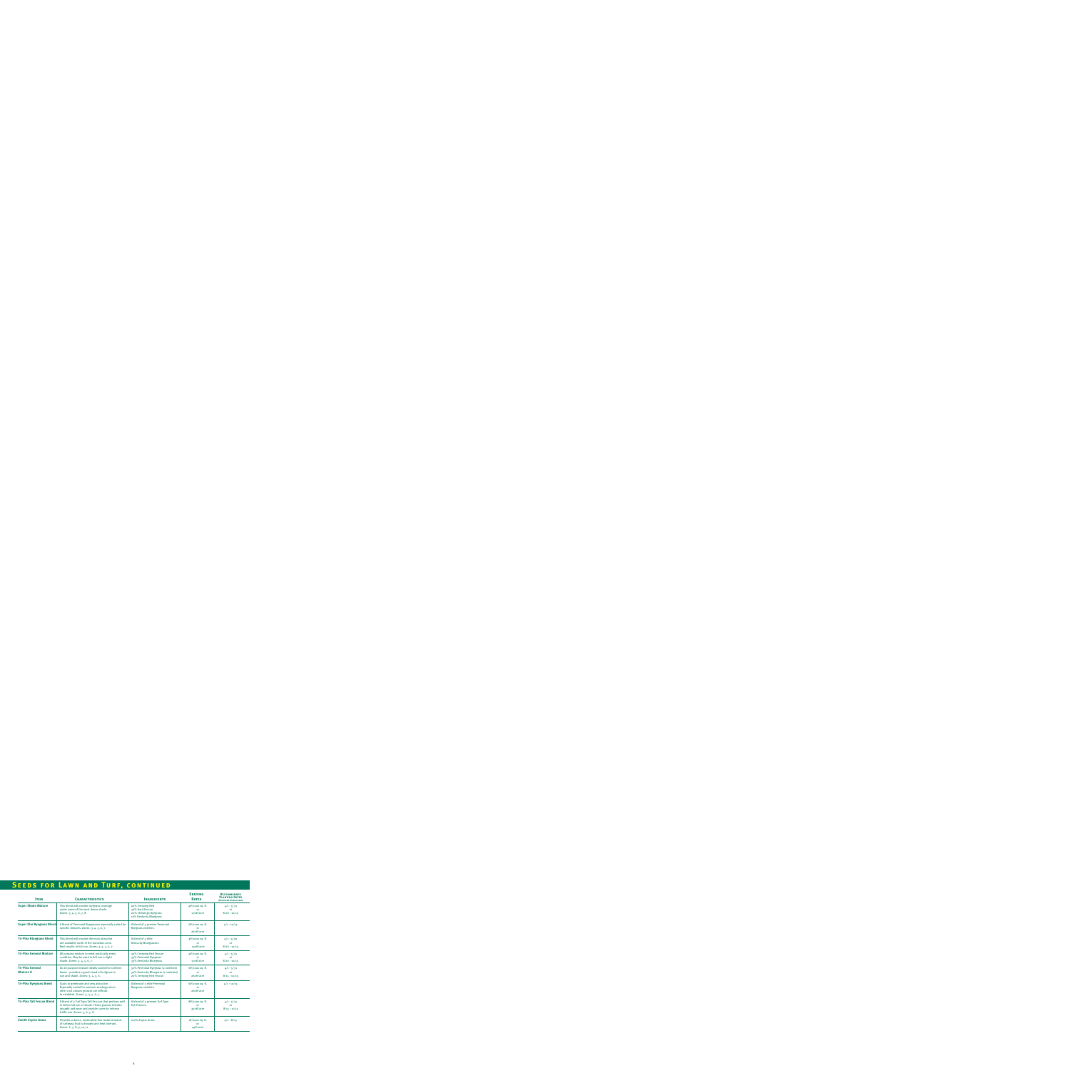# Seeds for Lawn and Turf, continued

| Item | Characteristics | Ingredients | Seeding Rates | Recommended Planting Dates (Northern Hemisphere) |
|---|---|---|---|---|
| **Super Shade Mixture** | This blend will provide turfgrass coverage under some of the most dense shade. Zones: 3, 4, 5, 6, 7, 8. | 40% Creeping Red<br>30% Hard Fescue<br>20% Chewings Fescue<br>10% Kentucky Bluegrass | 4#/1000 sq. ft.<br>or<br>170#/acre | 4/1 - 5/31<br>or<br>8/16 - 10/15 |
| **Super Star Ryegrass Blend** | A blend of Perennial Ryegrasses especially suited for specific climates. Zones: 3, 4, 5, 6, 7. | A blend of 3 premier Perennial Ryegrass varieties. | 6#/1000 sq. ft.<br>or<br>260#/acre | 4/1 - 10/15 |
| **Tri-Plex Bluegrass Blend** | This blend will provide the most attractive turf available north of the transition zone. Best results in full sun. Zones: 3, 4, 5, 6, 7. | A blend of 4 elite Kentucky Bluegrasses. | 3#/1000 sq. ft.<br>or<br>130#/acre | 4/1 - 5/30<br>or<br>8/16 - 10/15 |
| **Tri-Plex General Mixture** | All purpose mixture to meet practically every condition. May be used in full sun or light shade. Zones: 3, 4, 5, 6, 7. | 35% Creeping Red Fescue<br>35% Perennial Ryegrass<br>30% Kentucky Bluegrass | 4#/1000 sq. ft.<br>or<br>170#/acre | 4/1 - 5/31<br>or<br>8/16 - 10/14 |
| **Tri-Plex General Mixture II** | An all purpose mixture ideally suited for northern lawns - provides a good stand of turfgrass in sun and shade. Zones: 3, 4, 5, 6. | 50% Perennial Ryegrass (2 varieties)<br>30% Kentucky Bluegrass (2 varieties)<br>20% Creeping Red Fescue | 6#/1000 sq. ft.<br>or<br>260#/acre | 4/1 - 5/31<br>or<br>8/15 - 10/15 |
| **Tri-Plex Ryegrass Blend** | Quick to germinate and very attractive. Especially useful for summer seedings when other cool season grasses are difficult to establish. Zones: 3, 4, 5, 6, 7. | A blend of 3 elite Perennial Ryegrass varieties. | 6#/1000 sq. ft.<br>or<br>260#/acre | 4/1 - 10/15 |
| **Tri-Plex Tall Fescue Blend** | A blend of 3 Turf Type Tall Fescues that perform well in either full sun or shade. These grasses tolerate drought and wear and provide cover for intense traffic use. Zones: 5, 6, 7, 8. | A blend of 3 premier Turf Type Tall Fescues. | 8#/1000 sq. ft.<br>or<br>350#/acre | 4/1 - 5/31<br>or<br>8/15 - 10/15 |
| **Zenith Zoysia Grass** | Provides a dense, moderately fine textured stand of turfgrass that is drought and heat tolerant. Zones: 6, 7, 8, 9, 10, 11. | 100% Zoysia Grass | 1#/1000 sq. ft.<br>or<br>44#/acre | 4/1 - 8/15 |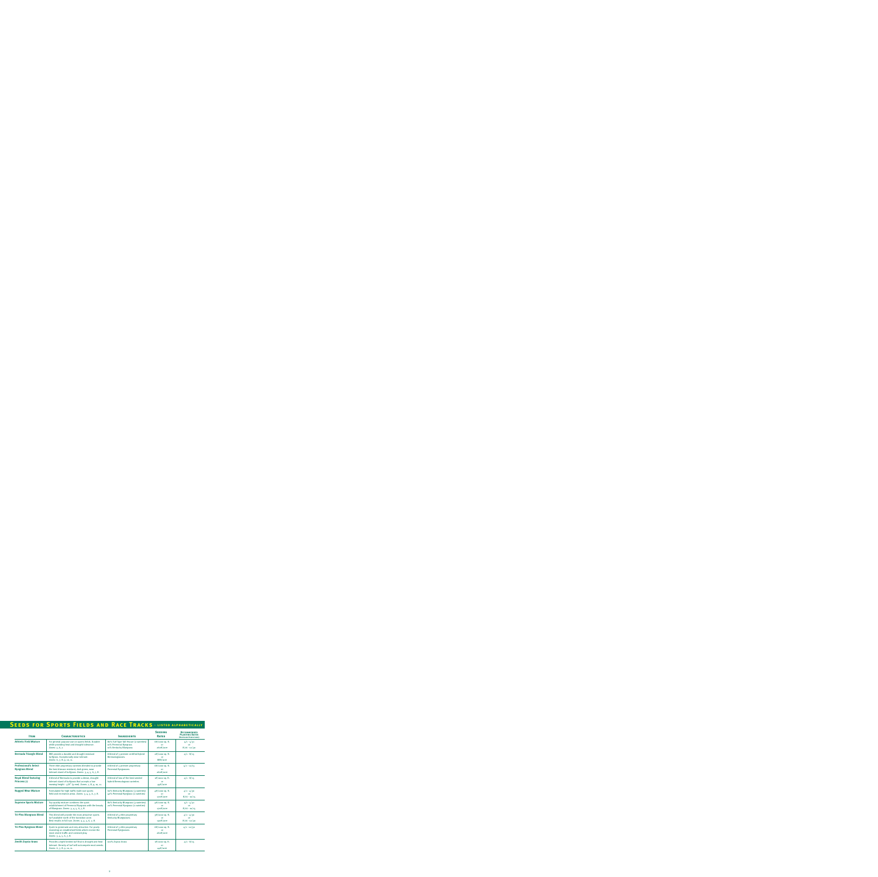# Seeds for Sports Fields and Race Tracks - listed alphabetically

| Item | Characteristics | Ingredients | Seeding Rates | Recommended Planting Dates |
|---|---|---|---|---|
| Athletic Field Mixture | For general purpose use on sports fields. Durable while providing heat and drought tolerance. Zones: 5, 6, 7. | 80% Turf Type Tall Fescue (2 varieties) 10% Perennial Ryegrass 10% Kentucky Bluegrass | 6#/1000 sq. ft. or 261#/acre | 4/1 - 5/31 8/16 - 10/30 |
| Bermuda Triangle Blend | Will provide a durable and drought resistant turfgrass. Exceptionally wear tolerant. Zones: 6, 7, 8, 9, 10, 11. | A blend of 3 premier certified hybrid Bermudagrasses. | 2#/1000 sq. ft. or 88#/acre | 4/1 - 8/15 |
| Professional's Select Ryegrass Blend | Three elite proprietary varieties blended to provide the best disease resistant, dark green, wear tolerant stand of turfgrass. Zones: 3, 4, 5, 6, 7, 8. | A blend of 3 premier proprietary Perennial Ryegrasses. | 6#/1000 sq. ft. or 261#/acre | 4/1 - 10/15 |
| Royal Blend featuring Princess 77 | A blend of Bermuda to provide a dense, drought tolerant stand of turfgrass that accepts a low mowing height - 3/8" (9 mm). Zones: 7, 8, 9, 10, 11. | A blend of two of the best seeded hybrid Bermudagrass varieties. | 1#/1000 sq. ft. or 44#/acre | 4/1 - 8/15 |
| Rugged Wear Mixture | Formulated for high traffic multi-use sports field and recreation areas. Zones: 3, 4, 5, 6, 7, 8. | 60% Kentucky Bluegrass (3 varieties) 40% Perennial Ryegrass (2 varieties) | 4#/1000 sq. ft. or 150#/acre | 4/1 - 4/30 or 8/16 - 10/15 |
| Supreme Sports Mixture | Top quality mixture combines the quick establishment of Perennial Ryegrass with the beauty of Bluegrass. Zones: 3, 4, 5, 6, 7, 8. | 80% Kentucky Bluegrass (3 varieties) 20% Perennial Ryegrass (2 varieties) | 4#/1000 sq. ft. or 170#/acre | 4/1 - 5/31 or 8/16 - 10/15 |
| Tri-Plex Bluegrass Blend | This blend will provide the most attractive sports turf available north of the transition zone. Best results in full sun. Zones: 3, 4, 5, 6, 7, 8. | A blend of 4 elite proprietary Kentucky Bluegrasses. | 3#/1000 sq. ft. or 130#/acre | 4/1 - 4/30 or 8/16 - 10/30 |
| Tri-Plex Ryegrass Blend | Quick to germinate and very attractive. For yearly reseeding on established fields which receive the most severe traffic and constant play. Zones: 3, 4, 5, 6, 7, 8. | A blend of 3 elite proprietary Perennial Ryegrasses. | 6#/1000 sq. ft. or 261#/acre | 4/1 - 10/30 |
| Zenith Zoysia Grass | Provides a tight knitted turf that is drought and heat tolerant. Density of turf will out-compete most weeds. Zones: 6, 7, 8, 9, 10, 11. | 100% Zoysia Grass. | 1#/1000 sq. ft. or 44#/acre | 4/1 - 8/15 |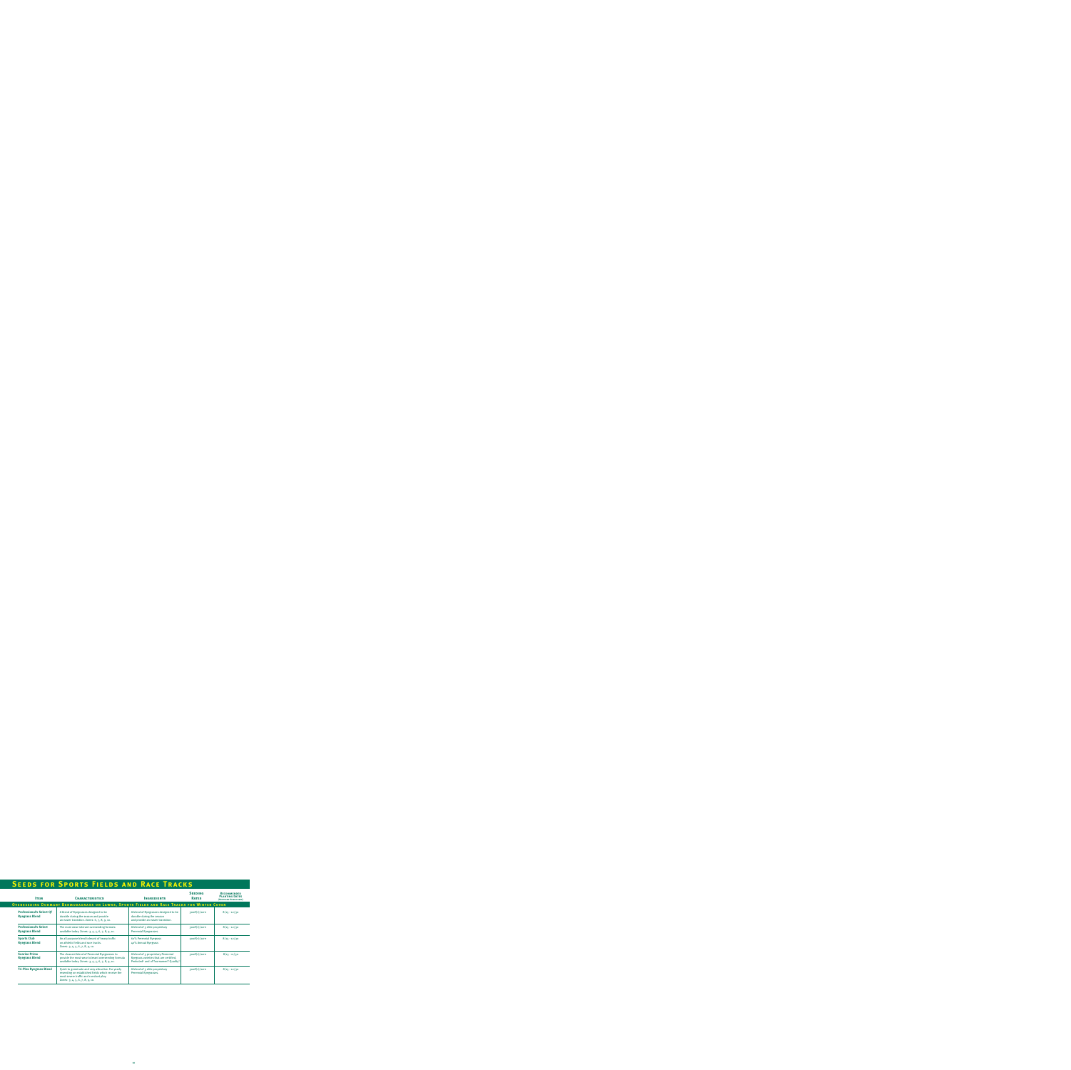# Seeds for Sports Fields and Race Tracks

| Item | Characteristics | Ingredients | Seeding Rates | Recommended Planting Dates |
|---|---|---|---|---|
| **Overseeding Dormant Bermudagrass on Lawns, Sports Fields and Race Tracks for Winter Cover** | | | | |
| **Professional's Select QT Ryegrass Blend** | A blend of Ryegrasses designed to be durable during the season and provide an easier transition. Zones: 6, 7, 8, 9, 10. | A blend of Ryegrasses designed to be durable during the season and provide an easier transition. | 300#'s/acre | 8/15 - 10/30 |
| **Professional's Select Ryegrass Blend** | The most wear tolerant overseeding formula available today. Zones: 3, 4, 5, 6, 7, 8, 9, 10. | A blend of 3 elite proprietary Perennial Ryegrasses. | 300#'s/acre | 8/15 - 10/30 |
| **Sports Club Ryegrass Blend** | An all purpose blend tolerant of heavy traffic on athletic fields and race tracks. Zones: 3, 4, 5, 6, 7, 8, 9, 10. | 60% Perennial Ryegrass 40% Annual Ryegrass | 300#'s/acre | 8/15 - 10/30 |
| **Sunrise Prime Ryegrass Blend** | The cleanest blend of Perennial Ryegrasses to provide the most wear tolerant overseeding formula available today. Zones: 3, 4, 5, 6, 7, 8, 9, 10. | A blend of 3 proprietary Perennial Ryegrass varieties that are certified, Prebiotic® and of Tournament® Quality. | 300#'s/acre | 8/15 - 10/30 |
| **Tri-Plex Ryegrass Blend** | Quick to germinate and very attractive. For yearly reseeding on established fields which receive the most severe traffic and constant play. Zones: 3, 4, 5, 6, 7, 8, 9, 10. | A blend of 3 elite proprietary Perennial Ryegrasses. | 300#'s/acre | 8/15 - 10/30 |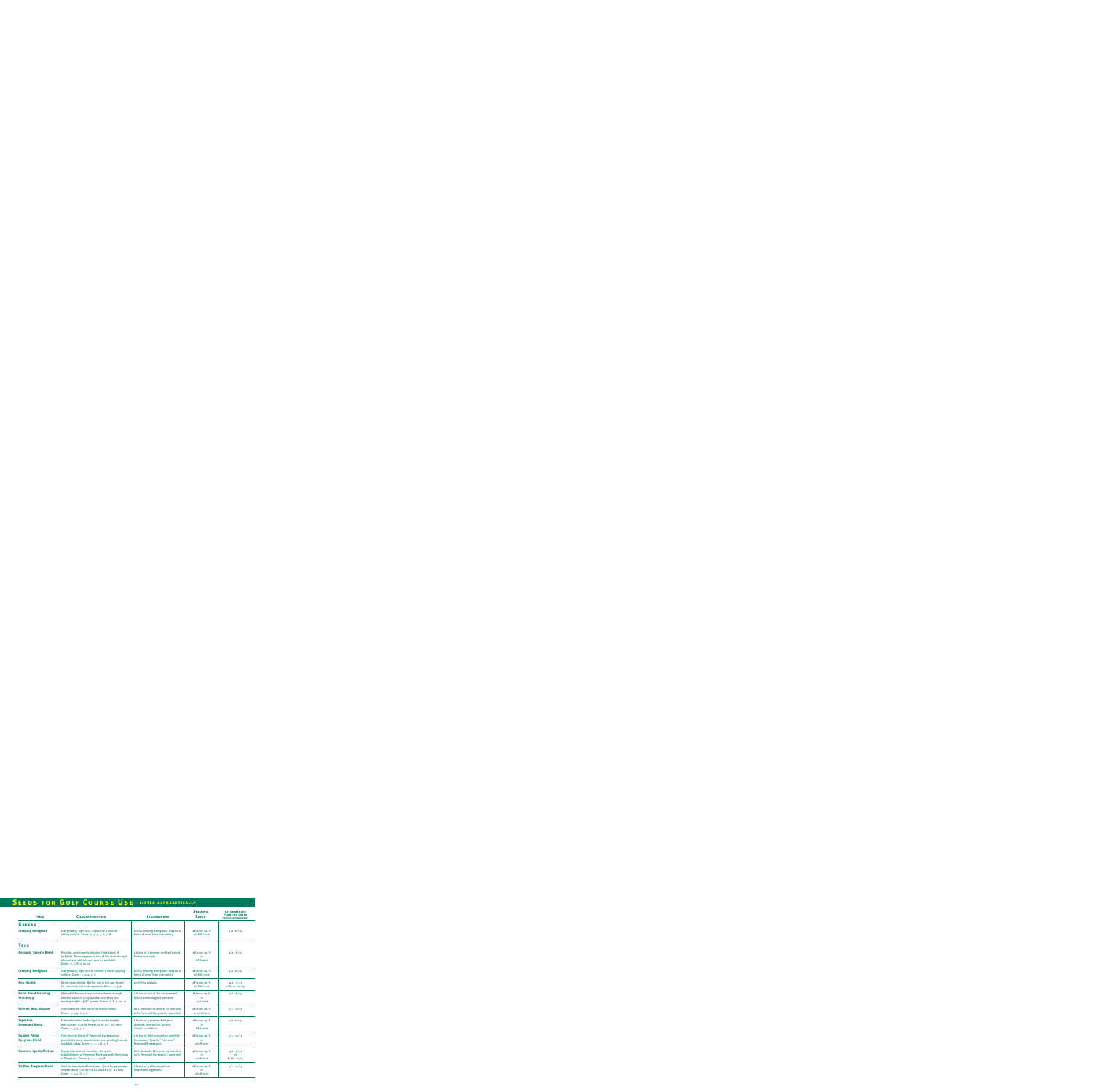# Seeds for Golf Course Use - listed alphabetically

| Item | Characteristics | Ingredients | Seeding Rates | Recommended Planting Dates (Northern Hemisphere) |
|---|---|---|---|---|
| **Greens** | | | | |
| **Creeping Bentgrass** | Low growing, tight knit, to provide a smooth rolling surface. Zones: 2, 3, 4, 5, 6, 7, 8. | 100% Creeping Bentgrass - may be a blend of more than one variety. | 2#/1000 sq. ft. or 88#/acre | 4/1 - 10/15 |
| **Tees** | | | | |
| **Bermuda Triangle Blend** | Provides an extremely durable, thick stand of turfgrass. Bermudagrass is one of the most drought tolerant and salt tolerant species available. Zones: 6, 7, 8, 9, 10, 11. | A blend of 3 premier certified hybrid Bermudagrasses. | 2#/1000 sq. ft. or 88#/acre | 4/1 - 8/15 |
| **Creeping Bentgrass** | Low growing, tight knit to provide a dense playing surface. Zones: 2, 3, 4, 5, 6. | 100% Creeping Bentgrass - may be a blend of more than one variety. | 2#/1000 sq. ft. or 88#/acre | 4/1 - 10/15 |
| **Poa trivialis** | Damp shaded sites. Not for use in full sun except for extremely wet or damp areas. Zones: 2, 3, 4. | 100% Poa trivialis | 2#/1000 sq. ft. or 88#/acre | 4/1 - 5/31 or 8/16 - 10/15 |
| **Royal Blend featuring Princess 77** | A blend of Bermuda to provide a dense, drought tolerant stand of turfgrass that accepts a low mowing height - 3/8" (9 mm). Zones: 7, 8, 9, 10, 11. | A blend of two of the best seeded hybrid Bermudagrass varieties. | 1#/1000 sq. ft. or 44#/acre | 4/1 - 8/15 |
| **Rugged Wear Mixture** | Formulated for high traffic recreation areas. Zones: 3, 4, 5, 6, 7, 8. | 60% Kentucky Bluegrass (3 varieties) 40% Perennial Ryegrass (2 varieties) | 4#/1000 sq. ft. or 176#/acre | 4/1 - 10/15 |
| **Signature Bentgrass Blend** | Extremely attractive for light to moderate play golf courses. Cutting height up to 1/2" (12 mm). Zones: 2, 3, 4, 5, 6. | A blend of 3 premier Bentgrass varieties selected for specific climatic conditions. | 2#/1000 sq. ft. or 88#/acre | 4/1 - 10/15 |
| **Sunrise Prima Ryegrass Blend** | The cleanest blend of Perennial Ryegrasses to provide the most wear tolerant overseeding formula available today. Zones: 3, 4, 5, 6, 7, 8. | A blend of elite proprietary certified Scotts® Quality® Perennial Ryegrasses. | 6#/1000 sq. ft. or 261#/acre | 4/1 - 10/15 |
| **Supreme Sports Mixture** | Top quality mixture combines the quick establishment of Perennial Ryegrass with the beauty of Bluegrass. Zones: 3, 4, 5, 6, 7, 8. | 80% Kentucky Bluegrass (3 varieties) 20% Perennial Ryegrass (2 varieties) | 4#/1000 sq. ft. or 176#/acre | 4/1 - 5/31 or 8/16 - 10/15 |
| **Tri-Plex Ryegrass Blend** | Ideal for heavily trafficked tees. Quick to germinate and establish. Can be cut as low as 1/2" (12 mm). Zones: 3, 4, 5, 6, 7, 8. | A blend of 3 elite proprietary Perennial Ryegrasses. | 6#/1000 sq. ft. or 261#/acre | 4/1 - 10/15 |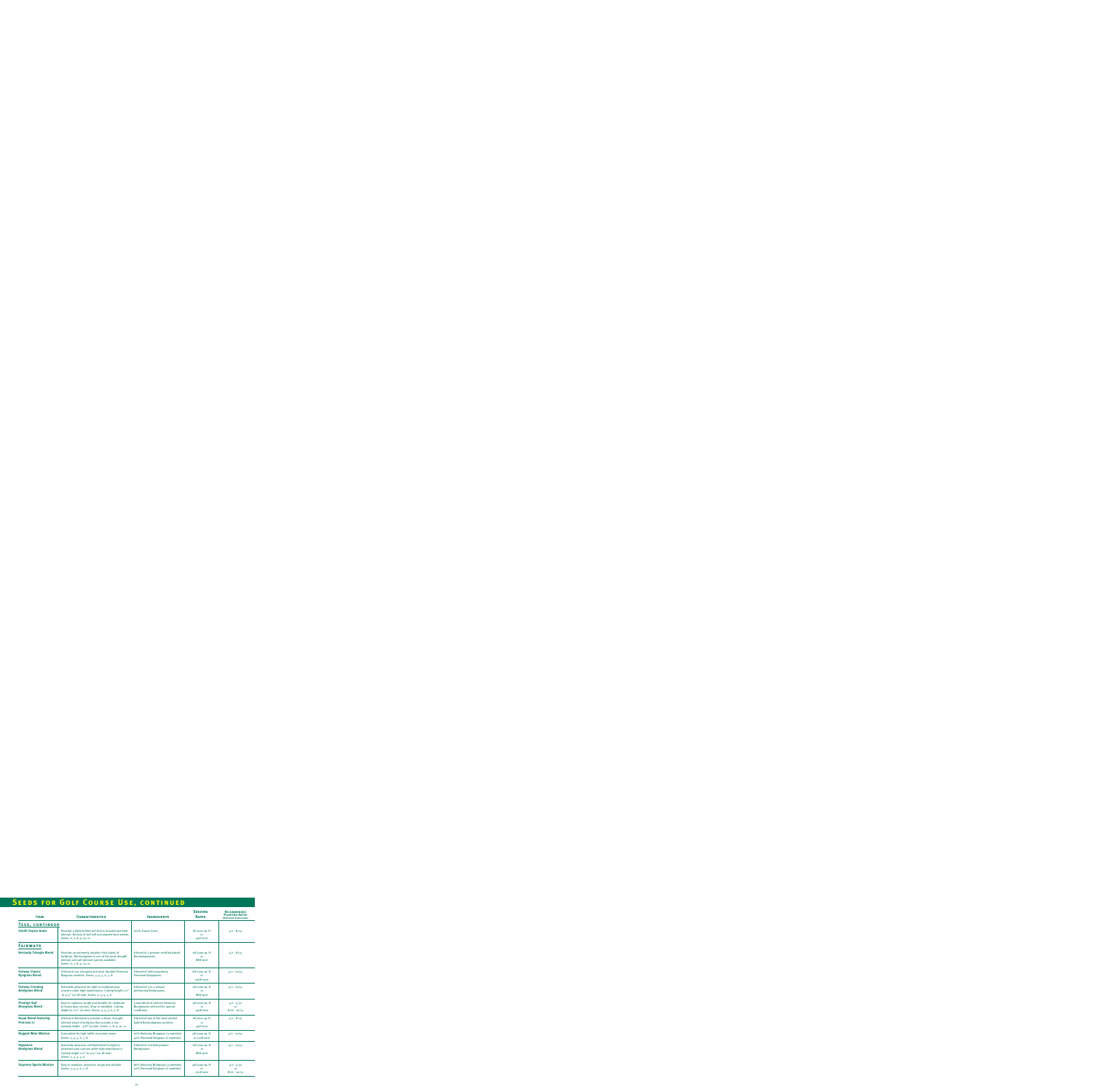## Seeds for Golf Course Use, continued

| Item | Characteristics | Ingredients | Seeding Rates | Recommended Planting Dates (Northern Hemisphere) |
|---|---|---|---|---|
| **Tees, continued** | | | | |
| **Zenith Zoysia Grass** | Provides a tight knitted turf that is drought and heat tolerant. Density of turf will out compete most weeds. Zones: 6, 7, 8, 9, 10, 11. | 100% Zoysia Grass. | 1#/1000 sq. ft. or 44#/acre | 4/1 - 8/15 |
| **Fairways** | | | | |
| **Bermuda Triangle Blend** | Provides an extremely durable, thick stand of turfgrass. Bermudagrass is one of the most drought tolerant and salt tolerant species available. Zones: 6, 7, 8, 9, 10, 11. | A blend of 3 premier certified hybrid Bermudagrasses. | 2#/1000 sq. ft. or 88#/acre | 4/1 - 8/15 |
| **Fairway Classic Ryegrass Blend** | A blend of our strongest and most durable Perennial Ryegrass varieties. Zones: 3, 4, 5, 6, 7, 8. | A blend of elite proprietary Perennial Ryegrasses. | 6#/1000 sq. ft. or 260#/acre | 4/1 - 10/15 |
| **Fairway Creeping Bentgrass Blend** | Extremely attractive for light to moderate play courses under high maintenance. Cutting height 1/2" to 3/4" (12-18 mm). Zones: 2, 3, 4, 5, 6. | A blend of 3 to 4 unique performing Bentgrasses. | 2#/1000 sq. ft. or 88#/acre | 4/1 - 10/15 |
| **Prestige Sod Bluegrass Blend** | Easy to maintain, tough and durable for moderate to heavy play courses. Slow to establish. Cutting height to 1/2" (12 mm). Zones: 3, 4, 5, 6, 7, 8. | 4-way blend of premier Kentucky Bluegrasses selected for special conditions. | 3#/1000 sq. ft. or 130#/acre | 4/1 - 5/31 or 8/16 - 10/15 |
| **Royal Blend featuring Princess 77** | A blend of Bermuda to provide a dense, drought tolerant stand of turfgrass that accepts a low mowing height - 3/8" (9 mm). Zones: 7, 8, 9, 10, 11. | A blend of two of the best seeded hybrid Bermudagrass varieties. | 1#/1000 sq. ft. or 44#/acre | 4/1 - 8/15 |
| **Rugged Wear Mixture** | Formulated for high traffic recreation areas. Zones: 3, 4, 5, 6, 7, 8. | 60% Kentucky Bluegrass (3 varieties) 40% Perennial Ryegrass (2 varieties) | 4#/1000 sq. ft. or 175#/acre | 4/1 - 10/15 |
| **Signature Bentgrass Blend** | Extremely attractive certified blend for light to moderate play courses under high maintenance. Cutting height 1/2" to 3/4" (12-18 mm). Zones: 2, 3, 4, 5, 6. | A blend of certified premier Bentgrasses. | 2#/1000 sq. ft. or 88#/acre | 4/1 - 10/15 |
| **Supreme Sports Mixture** | Easy to maintain, attractive, tough and durable. Zones: 3, 4, 5, 6, 7, 8. | 80% Kentucky Bluegrass (3 varieties) 20% Perennial Ryegrass (2 varieties) | 4#/1000 sq. ft. or 170#/acre | 4/1 - 5/31 or 8/16 - 10/15 |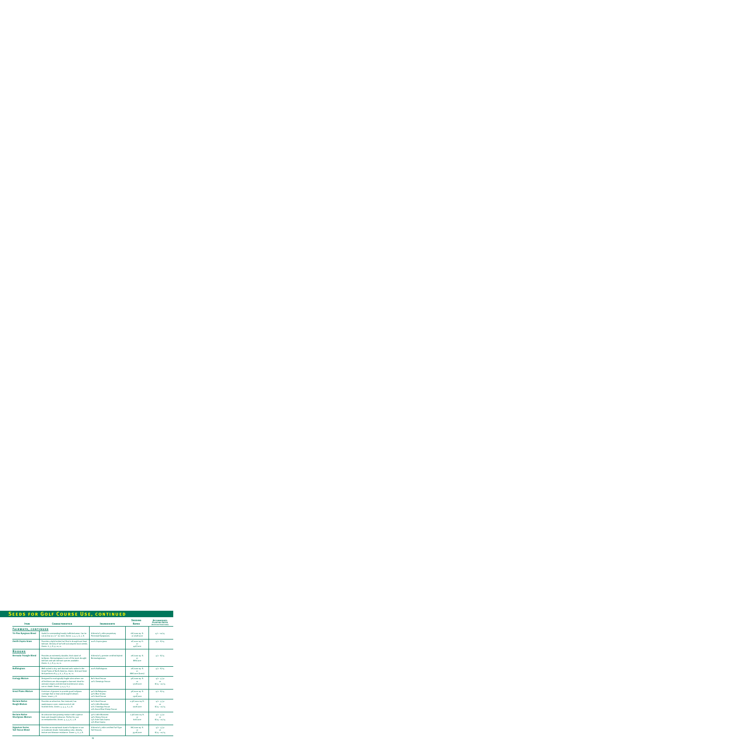# Seeds for Golf Course Use, continued

| Item | Characteristics | Ingredients | Seeding Rates | Recommended Planting Dates (Northern Hemisphere) |
|---|---|---|---|---|
| **Fairways, continued** | | | | |
| **Tri-Plex Ryegrass Blend** | Useful for overseeding heavily trafficked areas. Can be cut as low as 1/4" (10 mm). Zones: 3, 4, 5, 6, 7, 8. | A blend of 3 elite proprietary Perennial Ryegrasses. | 6#/1000 sq. ft. or 261#/acre | 4/1 - 10/15 |
| **Zenith Zoysia Grass** | Provides a tight-knitted turf that is drought and heat tolerant. Density of turf will outcompete most weeds. Zones: 6, 7, 8, 9, 10, 11. | 100% Zoysia grass | 1#/1000 sq. ft. or 44#/acre | 4/1 - 8/15 |
| **Roughs** | | | | |
| **Bermuda Triangle Blend** | Provides an extremely durable, thick stand of turfgrass. Bermudagrass is one of the most drought tolerant and salt tolerant species available. Zones: 6, 7, 8, 9, 10, 11. | A blend of 3 premier certified hybrid Bermudagrasses. | 2#/1000 sq. ft. or 88#/acre | 4/1 - 8/15 |
| **Buffalograss** | Well suited to dry, well-drained soils native to the Great Plains of North America. Zones: Arid and Semi Arid portions of 4, 5, 6, 7, 8, 9, 10, 11. | 100% Buffalograss | 2#/1000 sq. ft. or 88#/acre (burrs) | 4/1 - 8/15 |
| **Ecology Mixture** | Designed for ecologically fragile sites where use of fertilizers are discouraged or banned. Ideal for unmown slopes and minimal maintenance areas, sun or shade. Zones: 3, 4, 5, 6, 7. | 80% Hard Fescue 20% Chewings Fescue | 4#/1000 sq. ft. or 170#/acre | 4/1 - 5/31 or 8/15 - 10/15 |
| **Great Plains Mixture** | A mixture of grasses to provide good turfgrass coverage that is heat and drought tolerant. Zones: 5 and 7, 8. | 40% Buffalograss 40% Blue Grama 20% Hard Fescue | 3#/1000 sq. ft. or 130#/acre | 4/1 - 8/15 |
| **Reclaim Native Rough Mixture** | Provides an attractive, fine textured, low maintenance cover, reminiscent of old Scottish links. Zones: 3, 4, 5, 6, 7, 8. | 60% Hard Fescue 20% Little Bluestem 10% Chewings Fescue 10% Azure Blue Sheep Fescue | 2.5#/1000 sq. ft. or 100#/acre | 4/1 - 5/31 or 8/15 - 10/15 |
| **Reclaim Native Shortgrass Mixture** | An attractive low growing mixture with superior heat and drought tolerance. Perfect for use on embankments. Zones: 3, 4, 5, 6, 7, 8. | 40% Little Bluestem 30% Sheep Fescue 15% Side Oats Grama 15% Blue Grama | 1.5#/1000 sq. ft. or 60#/acre | 4/1 - 5/31 or 8/15 - 10/15 |
| **Signature Series Tall Fescue Blend** | Provides an exceptional stand of turfgrass in sun or moderate shade. Outstanding color, density, texture and disease resistance. Zones: 5, 6, 7, 8. | A blend of 3 elite certified Turf Type Tall Fescues. | 8#/1000 sq. ft. or 350#/acre | 4/1 - 5/31 or 8/15 - 10/15 |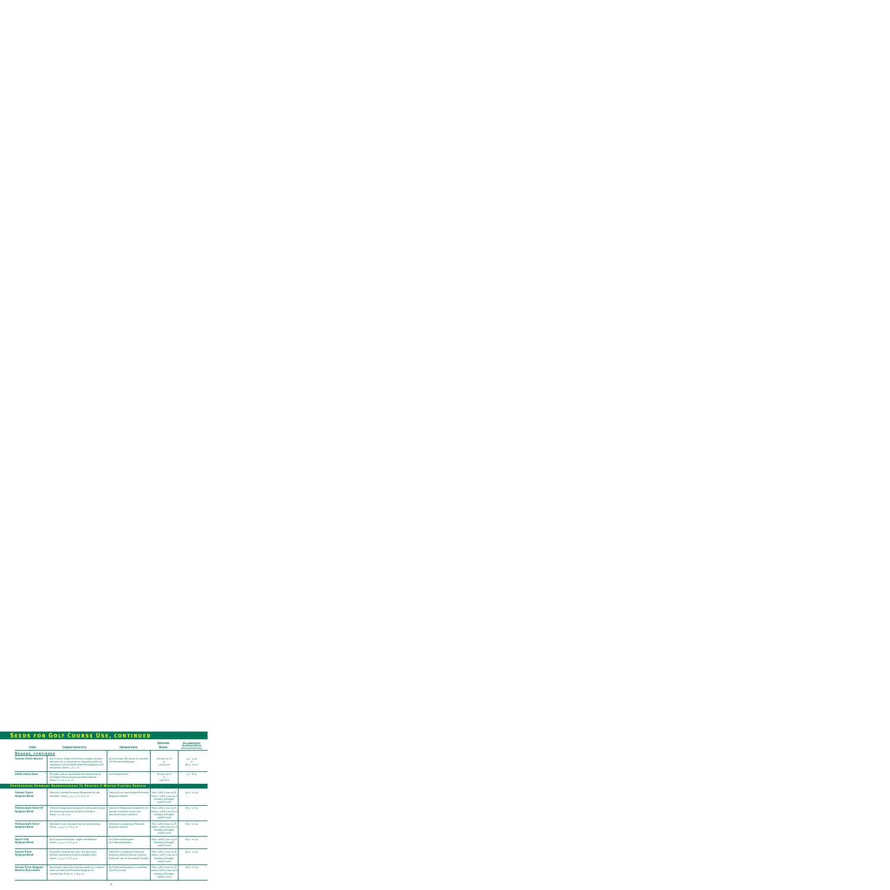# Seeds for Golf Course Use, continued

| Item | Characteristics | Ingredients | Seeding Rates | Recommended Planting Dates (Northern Hemisphere) |
|---|---|---|---|---|
| **Roughs, continued** | | | | |
| **Summer Stress Mixture** | Use in sun or shade where heat, drought and wear tolerance are a consideration. Especially useful for moderate to dense shade where Bermudagrass will not persist. Zones: 3, 6, 7, 8. | 90% Turf Type Tall Fescue (3 varieties) 10% Kentucky Bluegrass | 5#/1000 sq. ft. or 200#/acre | 4/1 - 5/31 or 8/15 - 10/15 |
| **Zenith Zoysia Grass** | Provides a dense, moderately fine textured stand of turfgrass that is drought and heat tolerant. Zones: 6, 7, 8, 9, 10, 11. | 100% Zoysia Grass | 1#/1000 sq. ft. or 44#/acre | 4/1 - 8/15 |
| **Overseeding Dormant Bermudagrass To Provide A Winter Playing Service** | | | | |
| **Fairway Classic Ryegrass Blend** | A blend of durable Perennial Ryegrasses for late transition. Zones: 3, 4, 5, 6, 7, 8, 9, 10. | A blend of our most durable Perennial Ryegrass varieties. | Tees: 15#/1000 sq. ft. Greens: 30#/1000 sq. ft. Fairways & Roughs: 400#/acre | 8/15 - 10/30 |
| **Professional's Select QT Ryegrass Blend** | A blend of Ryegrasses designed to be durable during the season and provide an easier transition. Zones: 6, 7, 8, 9, 10. | A blend of Ryegrasses designed to be durable during the season and provide an easier transition. | Tees: 10#/1000 sq. ft. Greens: 25#/1000 sq. ft. Fairways & Roughs: 400#/acre | 8/15 - 10/30 |
| **Professional's Select Ryegrass Blend** | Dark green color; provides fast, accurate putting. Zones: 3, 4, 5, 6, 7, 8, 9, 10. | A blend of 3 proprietary Perennial Ryegrass varieties. | Tees: 15#/1000 sq. ft. Greens: 30#/1000 sq. ft. Fairways & Roughs: 400#/acre | 8/15 - 10/30 |
| **Sports Club Ryegrass Blend** | An all purpose blend for roughs and fairways. Zones: 3, 4, 5, 6, 7, 8, 9, 10. | 60% Perennial Ryegrass 40% Annual Ryegrass | Tees: 20#/1000 sq. ft. Fairways & Roughs: 400#/acre | 8/15 - 10/30 |
| **Sunrise Prime Ryegrass Blend** | For greens, fairways and tees. The most wear tolerant overseeding formula available today. Zones: 3, 4, 5, 6, 7, 8, 9, 10. | A blend of 3 proprietary Perennial Ryegrass varieties that are certified, Preludes and of Tournament Quality. | Tees: 15#/1000 sq. ft. Greens: 35#/1000 sq. ft. Fairways & Roughs: 400#/acre | 8/15 - 10/30 |
| **Sunrise Prime Ryegrass Blend w/Poa trivialis** | Poa trivialis adds a fine textured quality to a mixture when included with Perennial Ryegrass for overseeding. Zones: 6, 7, 8, 9, 10. | 85% Perennial Ryegrass (3 varieties) 15% Poa trivialis | Tees: 15#/1000 sq. ft. Greens: 30#/1000 sq. ft. Fairways & Roughs: 400#/acre | 8/15 - 10/30 |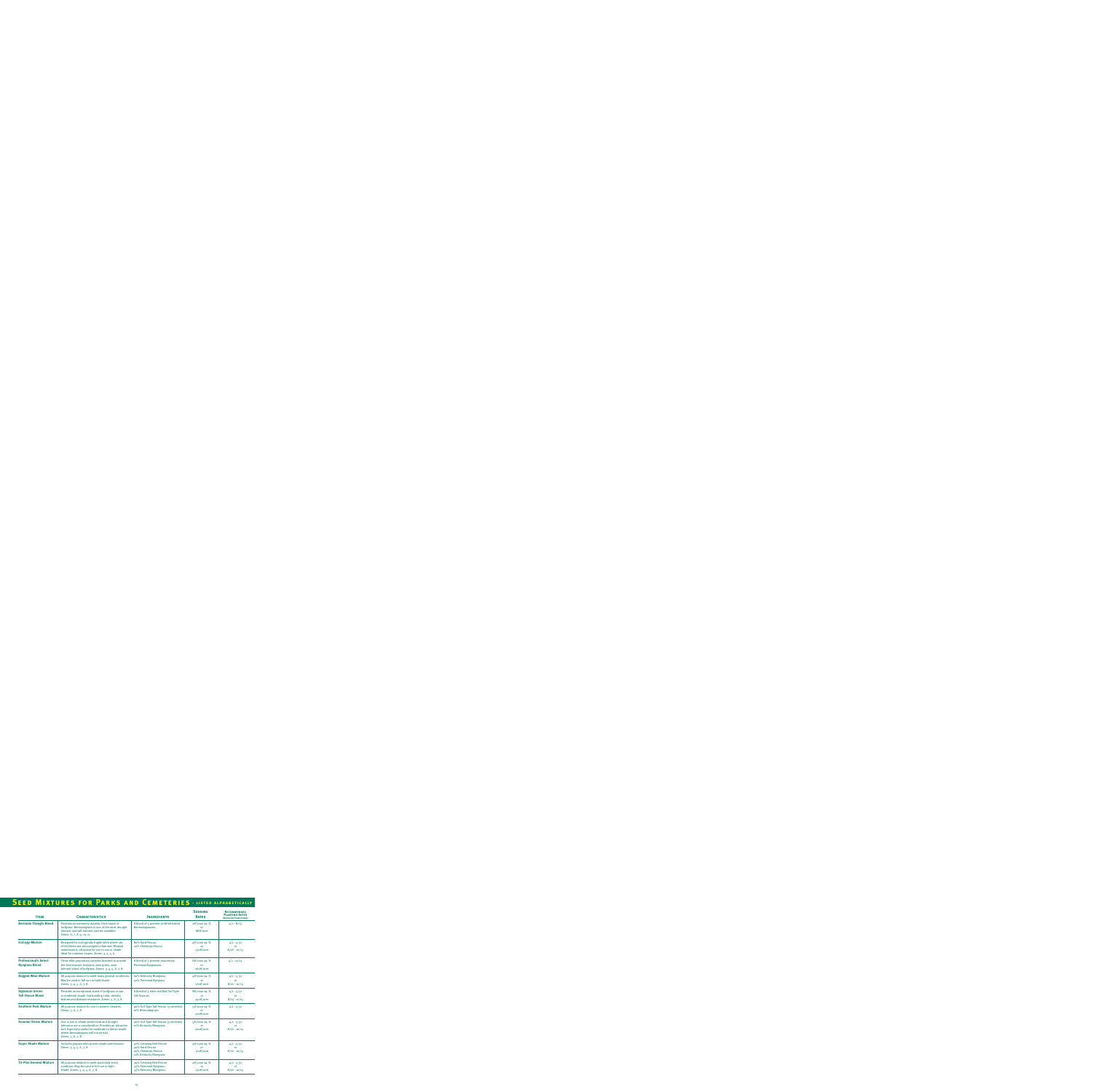# Seed Mixtures for Parks and Cemeteries - listed alphabetically

| Item | Characteristics | Ingredients | Seeding Rates | Recommended Planting Dates (Northern Hemisphere) |
|---|---|---|---|---|
| **Bermuda Triangle Blend** | Provides an extremely durable, thick stand of turfgrass. Bermudagrass is one of the most drought tolerant and salt tolerant species available. Zones: 6, 7, 8, 9, 10, 11. | A blend of 3 premier certified hybrid Bermudagrasses. | 2 lb/1000 sq. ft or 88 lb/acre | 4/1 - 8/15 |
| **Ecology Mixture** | Designed for ecologically fragile sites where use of fertilizers are discouraged or banned. Minimal maintenance; attractive for use in sun or shade. Ideal for common slopes. Zones: 3, 4, 5, 6. | 80% Hard Fescue<br>20% Chewings Fescue | 4 lb/1000 sq. ft or 170 lb/acre | 4/1 - 5/31 or 8/16 - 10/15 |
| **Professional's Select Ryegrass Blend** | Three elite proprietary varieties blended to provide the best disease resistant, dark green, wear tolerant stand of turfgrass. Zones: 3, 4, 5, 6, 7, 8. | A blend of 3 premier proprietary Perennial Ryegrasses. | 6 lb/1000 sq. ft or 260 lb/acre | 4/1 - 10/15 |
| **Rugged Wear Mixture** | All purpose mixture to meet many general conditions. May be used in full sun or light shade. Zones: 3, 4, 5, 6, 7, 8. | 60% Kentucky Bluegrass<br>40% Perennial Ryegrass | 4 lb/1000 sq. ft or 170 lb/acre | 4/1 - 5/31 or 8/16 - 10/15 |
| **Signature Series Tall Fescue Blend** | Provides an exceptional stand of turfgrass in sun or moderate shade. Outstanding color, density, texture and disease resistance. Zones: 5, 6, 7, 8. | A blend of 3 elite certified Turf Type Tall Fescues. | 8 lb/1000 sq. ft or 350 lb/acre | 4/1 - 5/31 or 8/15 - 10/15 |
| **Southern Park Mixture** | All purpose mixture for use in warmer climates. Zones: 5, 6, 7, 8. | 90% Turf Type Tall Fescue (3 varieties)<br>10% Bermudagrass | 5 lb/1000 sq. ft or 220 lb/acre | 4/1 - 5/31 |
| **Summer Stress Mixture** | Use in sun or shade where heat and drought tolerance are a consideration. Provides an attractive turf. Especially useful for moderate to dense shade where Bermudagrass will not persist. Zones: 5, 6, 7, 8. | 90% Turf Type Tall Fescue (3 varieties)<br>10% Kentucky Bluegrass | 5 lb/1000 sq. ft or 220 lb/acre | 4/1 - 5/31 or 8/16 - 10/15 |
| **Super Shade Mixture** | Includes grasses with proven shade performance. Zones: 3, 4, 5, 6, 7, 8. | 40% Creeping Red Fescue<br>30% Hard Fescue<br>20% Chewings Fescue<br>10% Kentucky Bluegrass | 4 lb/1000 sq. ft or 170 lb/acre | 4/1 - 5/31 or 8/16 - 10/15 |
| **Tri-Plex General Mixture** | All purpose mixture to meet practically every condition. May be used in full sun or light shade. Zones: 3, 4, 5, 6, 7, 8. | 35% Creeping Red Fescue<br>35% Perennial Ryegrass<br>30% Kentucky Bluegrass | 4 lb/1000 sq. ft or 170 lb/acre | 4/1 - 5/31 or 8/16 - 10/15 |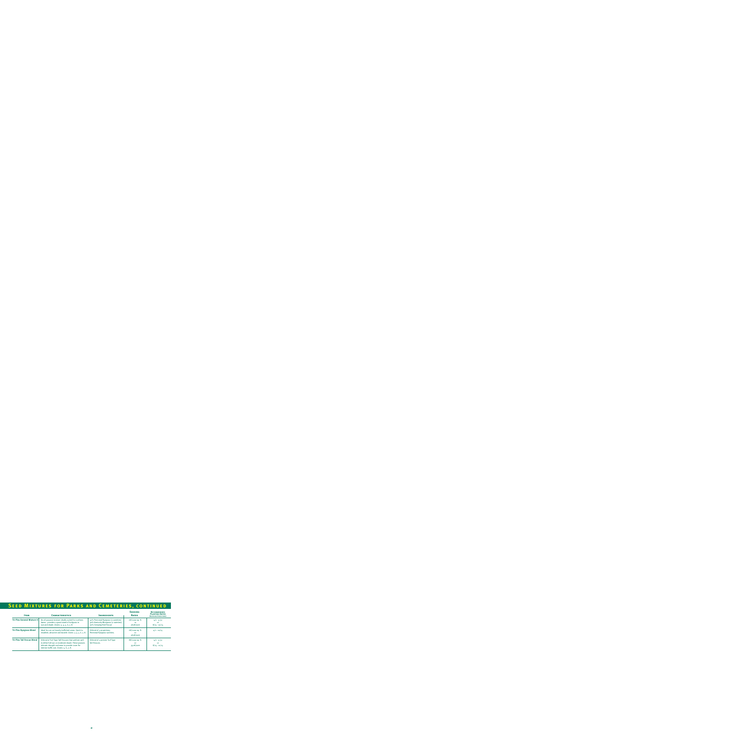## Seed Mixtures for Parks and Cemeteries, continued

| Item | Characteristics | Ingredients | Seeding Rates | Recommended Planting Dates (Northern Hemisphere) |
|---|---|---|---|---|
| **Tri-Plex General Mixture II** | An all purpose mixture ideally suited for northern lawns - provides a good stand of turfgrass in sun and shade. Zones: 3, 4, 5, 6, 7, 8. | 50% Perennial Ryegrass (2 varieties) 30% Kentucky Bluegrass (2 varieties) 20% Creeping Red Fescue | 6#/1000 sq. ft. or 260#/acre | 4/1 - 5/31 or 8/15 - 10/15 |
| **Tri-Plex Ryegrass Blend** | Ideal for use on heavily trafficked areas. Quick to establish, attractive and durable. Zones: 3, 4, 5, 6, 7, 8. | A blend of 3 proprietary Perennial Ryegrass varieties. | 6#/1000 sq. ft. or 260#/acre | 4/1 - 10/15 |
| **Tri-Plex Tall Fescue Blend** | A blend of Turf Type Tall Fescues that perform well in either full sun or moderate shade. These grasses tolerate drought and wear to provide cover for intense traffic use. Zones: 5, 6, 7, 8. | A blend of 3 premier Turf Type Tall Fescues. | 8#/1000 sq. ft. or 350#/acre | 4/1 - 5/31 or 8/15 - 10/15 |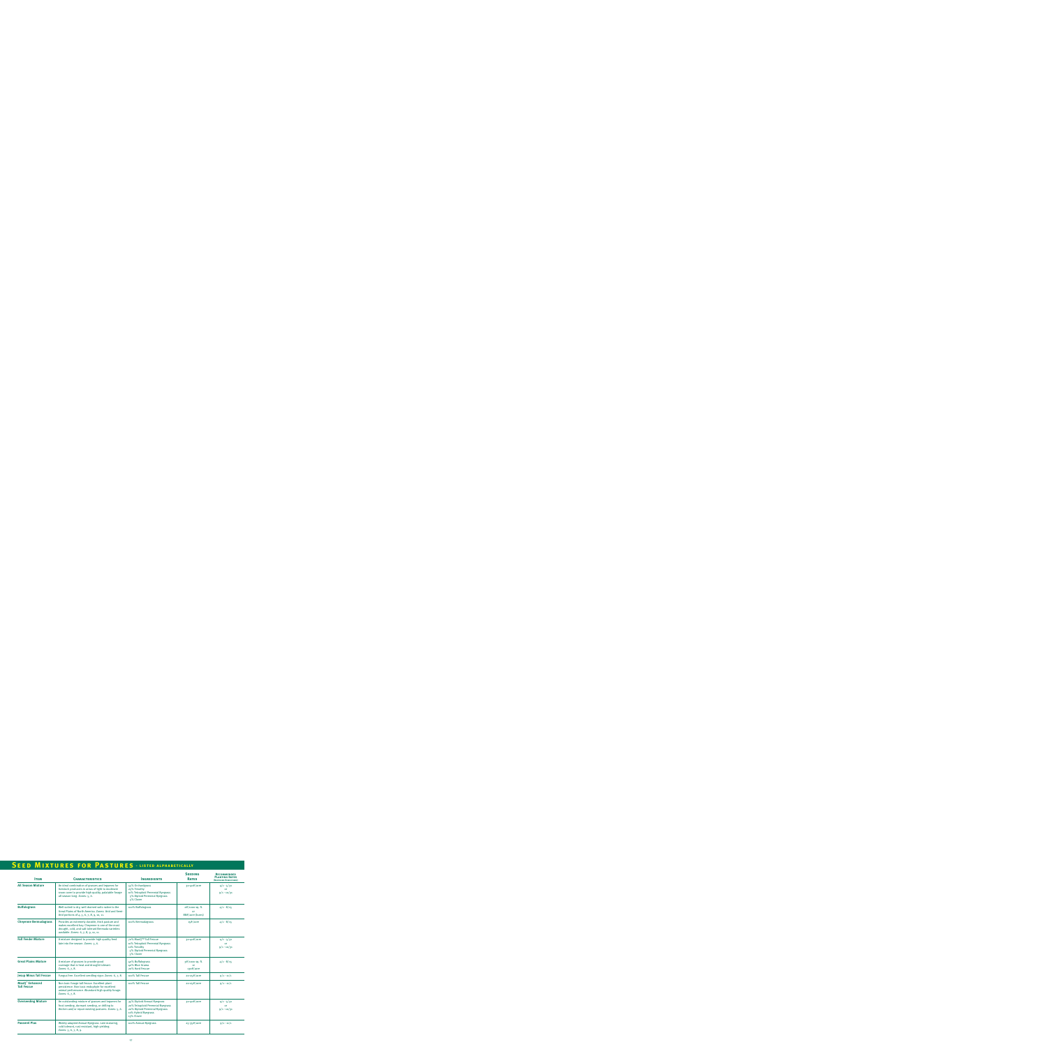# Seed Mixtures for Pastures - listed alphabetically

| Item | Characteristics | Ingredients | Seeding Rates | Recommended Planting Dates (Northern Hemisphere) |
|---|---|---|---|---|
| **All Season Mixture** | An ideal combination of grasses and legumes for livestock producers in areas of light to moderate snow cover to provide high quality, palatable forage all season long. Zones: 5, 6. | 35% Orchardgrass<br>25% Timothy<br>20% Tetraploid Perennial Ryegrass<br>15% Diploid Perennial Ryegrass<br>5% Clover | 30-40#/acre | 4/1 - 5/31<br>or<br>8/1 - 10/30 |
| **Buffalograss** | Well suited to dry, well drained soils native to the Great Plains of North America. Zones: Arid and Semi Arid portions of 4, 5, 6, 7, 8, 9, 10, 11. | 100% Buffalograss | 2#/1000 sq. ft.<br>or<br>88#/acre (burrs) | 4/1 - 8/15 |
| **Cheyenne Bermudagrass** | Provides an extremely durable, thick pasture and makes excellent hay. Cheyenne is one of the most drought, cold, and salt tolerant Bermuda varieties available. Zones: 6, 7, 8, 9, 10, 11. | 100% Bermudagrass | 15#/acre | 4/1 - 8/15 |
| **Fall Feeder Mixture** | A mixture designed to provide high quality feed late into the season. Zones: 5, 6. | 40% MaxQ™ Tall Fescue<br>20% Tetraploid Perennial Ryegrass<br>20% Timothy<br>15% Diploid Perennial Ryegrass<br>5% Clover | 30-40#/acre | 4/1 - 5/31<br>or<br>8/1 - 10/30 |
| **Great Plains Mixture** | A mixture of grasses to provide good coverage that is heat and drought tolerant. Zones: 6, 7, 8. | 40% Buffalograss<br>40% Blue Grama<br>20% Hard Fescue | 3#/1000 sq. ft.<br>or<br>130#/acre | 4/1 - 8/15 |
| **Jesup Minus Tall Fescue** | Fungus free. Excellent seedling vigor. Zones: 6, 7, 8. | 100% Tall Fescue | 20-25#/acre | 9/1 - 10/1 |
| **MaxQ™ Enhanced Tall Fescue** | Non toxic forage tall fescue. Excellent plant persistence. Non toxic endophyte for excellent animal performance. Abundant high quality forage. Zones: 6, 7, 8. | 100% Tall Fescue | 20-25#/acre | 9/1 - 10/1 |
| **Overseeding Mixture** | An outstanding mixture of grasses and legumes for frost seeding, dormant seeding, or drilling to thicken and/or repair existing pastures. Zones: 5, 6. | 35% Diploid Annual Ryegrass<br>20% Tetraploid Perennial Ryegrass<br>20% Diploid Perennial Ryegrass<br>10% Hybrid Ryegrass<br>15% Clover | 30-40#/acre | 4/1 - 5/31<br>or<br>8/1 - 10/30 |
| **Passerel Plus** | Widely adapted Annual Ryegrass. Late maturing, cold tolerant, rust resistant, high-yielding. Zones: 5, 6, 7, 8, 9. | 100% Annual Ryegrass | 25-35#/acre | 9/1 - 11/1 |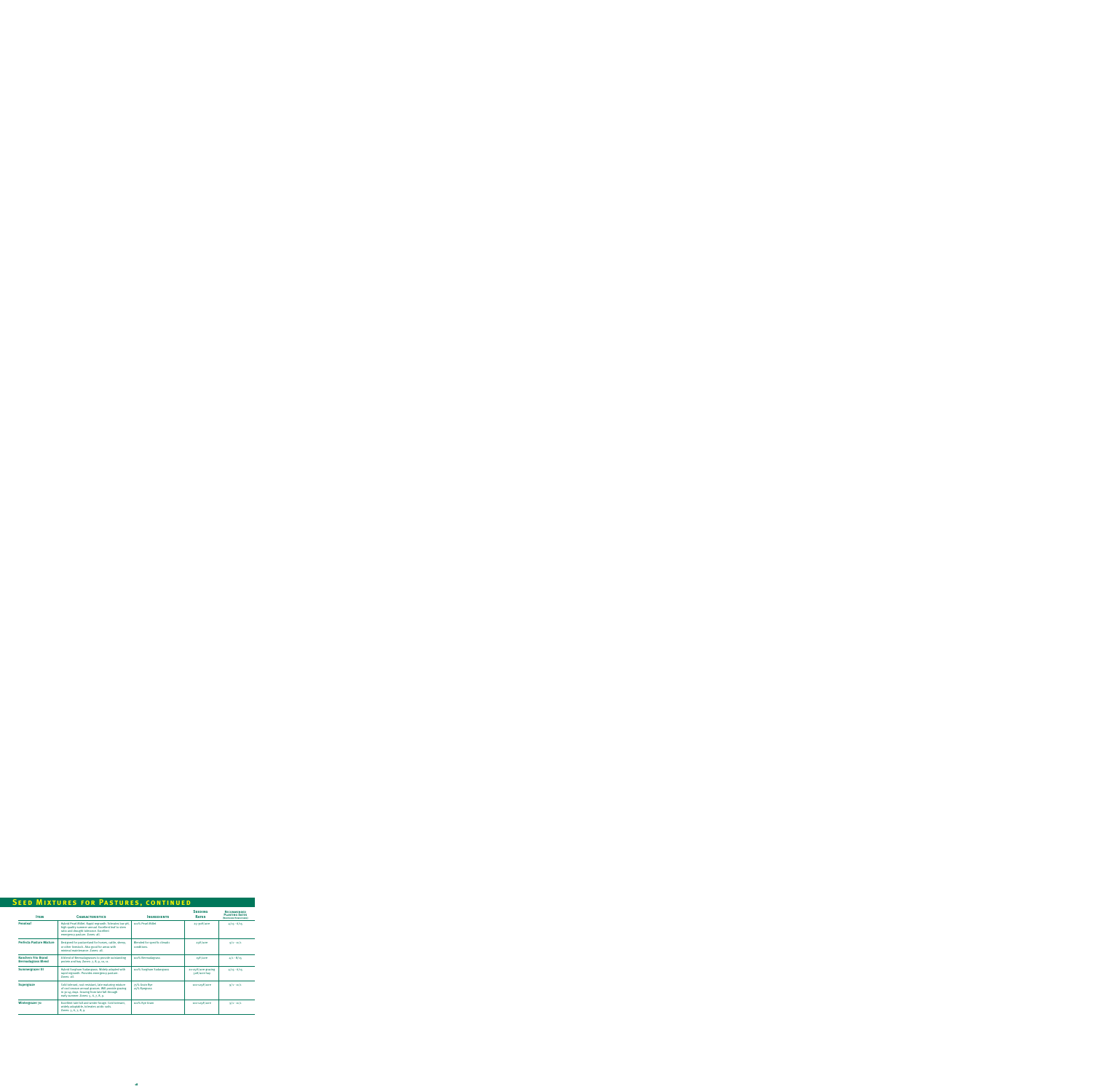## Seed Mixtures for Pastures, continued

| Item | Characteristics | Ingredients | Seeding Rates | Recommended Planting Dates (Northern Peninsular) |
|---|---|---|---|---|
| Penafeed | Hybrid Pearl Millet. Rapid regrowth. Tolerates low pH, high quality summer annual. Excellent leaf to stem ratio and drought tolerance. Excellent emergency pasture. Zones: all. | 100% Pearl Millet | 25-30# /acre | 4/15 - 6/15 |
| Perfecta Pasture Mixture | Designed for pastureland for horses, cattle, sheep, or other livestock. Also good for areas with minimal maintenance. Zones: all. | Blended for specific climatic conditions | 25# /acre | 9/1 - 10/1 |
| Ranchers Mix Brand Bermudagrass Blend | A blend of Bermudagrasses to provide outstanding pasture and hay. Zones: 7, 8, 9, 10, 11. | 100% Bermudagrass | 15# /acre | 4/1 - 8/15 |
| Summergrazer III | Hybrid Sorghum Sudangrass. Widely adapted with rapid regrowth. Provides emergency pasture. Zones: all. | 100% Sorghum Sudangrass | 20-25# /acre grazing 30# /acre hay | 4/15 - 6/15 |
| Supergraze | Cold tolerant, rust resistant, late maturing mixture of cool season annual grasses. Will provide grazing in 30-45 days. Grazing from late fall through early summer. Zones: 5, 6, 7, 8, 9. | 75% Grain Rye 25% Ryegrass | 100-125# /acre | 9/1 - 10/1 |
| Wintergrazer 70 | Excellent late fall and winter forage. Cold tolerant, widely adaptable, tolerates acidic soils. Zones: 5, 6, 7, 8, 9. | 100% Rye Grain | 100-125# /acre | 9/1 - 10/1 |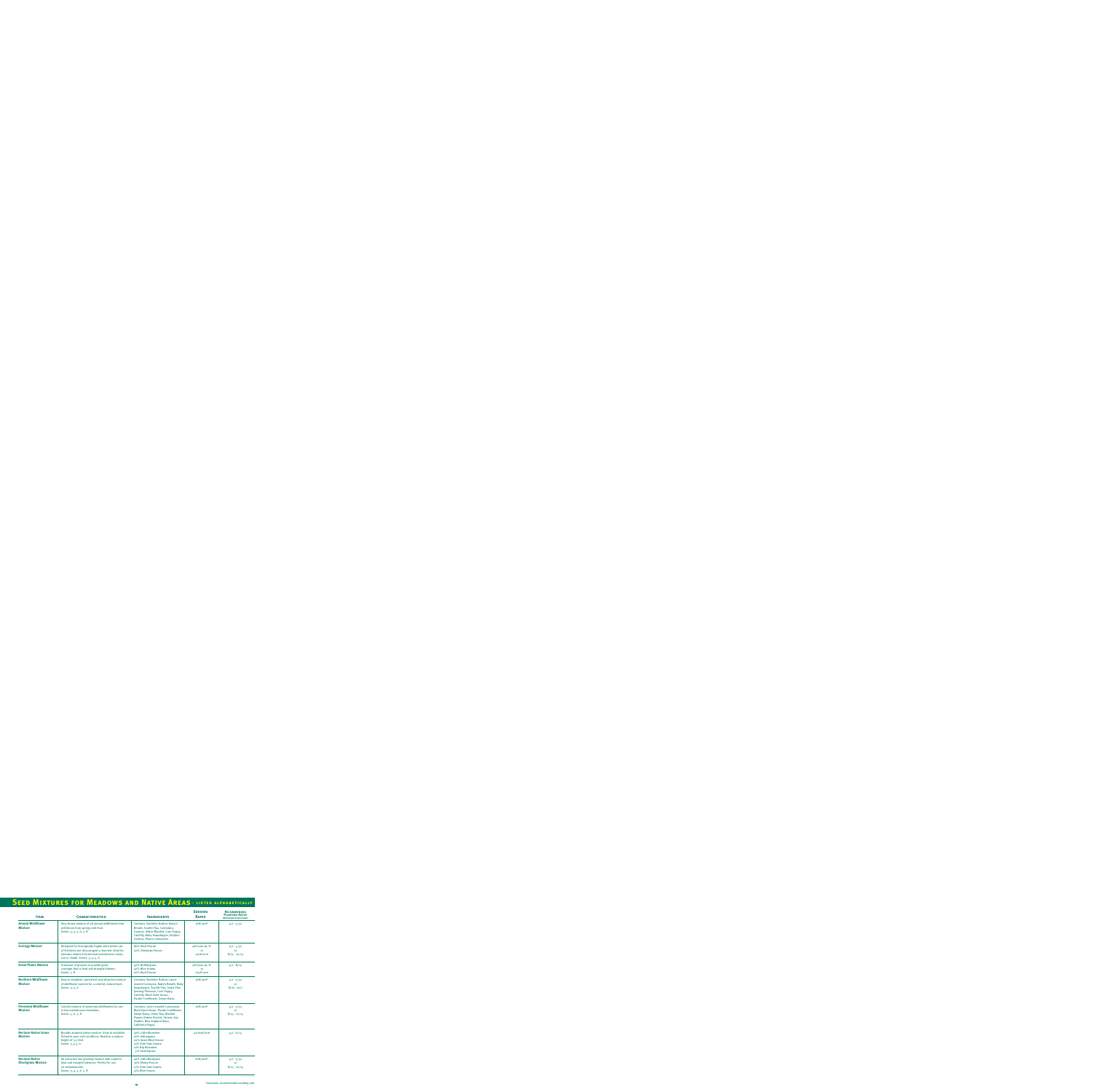# Seed Mixtures for Meadows and Native Areas - listed alphabetically

| Item | Characteristics | Ingredients | Seeding Rates | Recommended Planting Dates (Northern Hemisphere) |
|---|---|---|---|---|
| **Annual Wildflower Mixture** | Very showy mixture of all annual wildflowers that will bloom from spring until frost. Zones: 3, 4, 5, 6, 7, 8. | Contains: Bachelor Button, Baby's Breath, Scarlet Flax, Calendula, Cosmos, Indian Blanket, Corn Poppy, Catchfly, Baby Snapdragon, Sulphur Cosmos, Plains Coreopsis | 16#/acre* | 4/1 - 5/31 |
| **Ecology Mixture** | Designed for ecologically fragile sites where use of fertilizers are discouraged or banned. Ideal for unmown slopes and minimal maintenance areas, sun or shade. Zones: 3, 4, 5, 6. | 80% Hard Fescue 20% Sheeps Fescue | 4#/1000 sq. ft. or 170#/acre | 4/1 - 5/31 or 8/15 - 10/15 |
| **Great Plains Mixture** | A mixture of grasses to provide good coverage that is heat and drought tolerant. Zones: 7, 8. | 40% Buffalograss 40% Blue Grama 20% Hard Fescue | 3#/1000 sq. ft. or 120#/acre | 4/1 - 8/15 |
| **Northern Wildflower Mixture** | Easy to establish, persistent and attractive mixture of wildflower species for a colorful, natural look. Zones: 4, 5, 6. | Contains: Bachelor Button, Lance Leaved Coreopsis, Baby's Breath, Baby Snapdragon, Scarlet Flax, Lewis Flax, Evening Primrose, Corn Poppy, Catchfly, Black Eyed Susan, Purple Coneflower, Oxeye Daisy | 16#/acre* | 4/1 - 5/31 or 8/16 - 10/1 |
| **Perennial Wildflower Mixture** | Colorful mixture of perennial wildflowers for use in low maintenance meadows. Zones: 5, 6, 7, 8. | Contains: Lance Leaved Coreopsis, Black Eyed Susan, Purple Coneflower, Oxeye Daisy, Lewis Flax, Blanket Flower, Dames Rocket, Yarrow, Gay Feather, New England Aster, California Poppy | 16#/acre* | 4/1 - 5/31 or 8/15 - 10/15 |
| **Reclaim Native Grass Mixture** | Broadly adapted native mixture. Slow to establish. Tolerates poor soil conditions. Reaches a mature height of 3-5 feet. Zones: 3, 4, 5, 6. | 30% Little Bluestem 20% Indiangrass 20% Azure Blue Fescue 15% Side Oats Grama 10% Big Bluestem 5% Switchgrass | 40-60#/acre | 4/1 - 6/15 |
| **Reclaim Native Shortgrass Mixture** | An attractive low growing mixture with superior heat and drought tolerance. Perfect for use on embankments. Zones: 3, 4, 5, 6, 7, 8. | 40% Little Bluestem 30% Sheep Fescue 15% Side Oats Grama 15% Blue Grama | 60#/acre* | 4/1 - 5/31 or 8/15 - 10/15 |

*minimum recommended seeding rate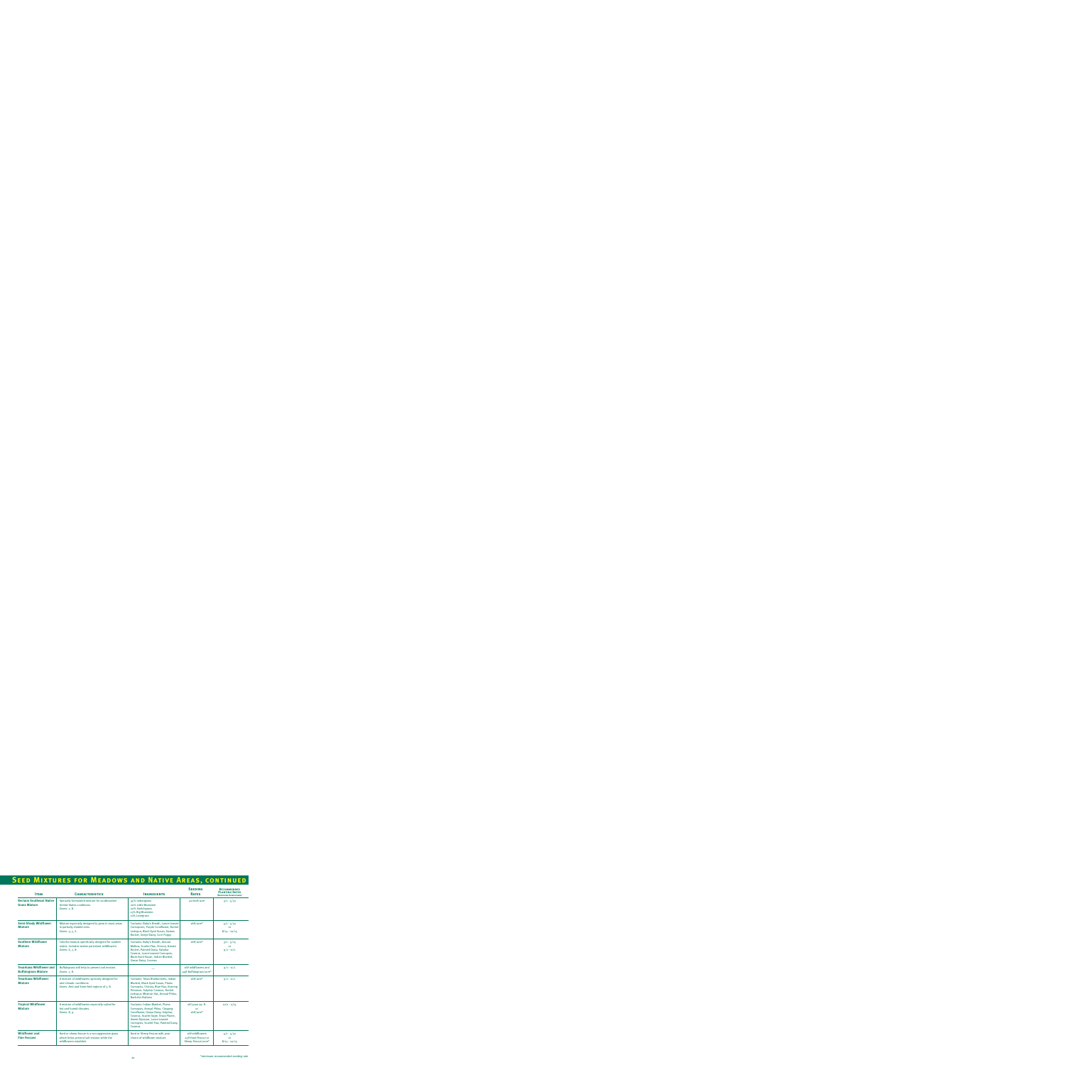# Seed Mixtures for Meadows and Native Areas, continued

| Item | Characteristics | Ingredients | Seeding Rates | Recommended Planting Dates (Northern Hemisphere) |
|---|---|---|---|---|
| **Reclaim Southeast Native Grass Mixture** | Specially formulated mixture for southeastern United States conditions. Zones: 7, 8. | 35% Indiangrass<br>20% Little Bluestem<br>20% Switchgrass<br>15% Big Bluestem<br>10% Lovegrass | 40 lbs/acre | 3/1 - 5/31 |
| **Semi-Shady Wildflower Mixture** | Mixture especially designed to grow in moist areas in partially shaded sites. Zones: 4, 5, 6. | Contains: Baby's Breath, Lance-leaved Coreopsis, Purple Coneflower, Rocket Larkspur, Black-Eyed Susan, Dames Rocket, Oxeye Daisy, Corn Poppy | 16 lbs/acre* | 4/1 - 5/31<br>or<br>8/15 - 10/15 |
| **Southern Wildflower Mixture** | Colorful mixture specifically designed for southern states. Includes twelve persistent wildflowers. Zones: 6, 7, 8. | Contains: Baby's Breath, Annual Mallow, Scarlet Flax, Chicory, Dames Rocket, Painted Daisy, Sulphur Cosmos, Lance-leaved Coreopsis, Black-Eyed Susan, Indian Blanket, Oxeye Daisy, Cosmos | 16 lbs/acre* | 3/1 - 5/15<br>or<br>9/1 - 11/1 |
| **Texas/Kansas Wildflower and Buffalograss Mixture** | Buffalograss will help to prevent soil erosion. Zones: 7, 8. | — | 16 lbs wildflowers and 44 lbs Buffalograss/acre* | 9/1 - 11/1 |
| **Texas/Kansas Wildflower Mixture** | A mixture of wildflowers specially designed for arid climatic conditions. Zones: Arid and Semi-Arid regions of 7, 8. | Contains: Texas Bluebonnets, Indian Blanket, Black-Eyed Susan, Plains Coreopsis, Chicory, Blue Flax, Evening Primrose, Sulphur Cosmos, Rocket Larkspur, Mexican Hat, Annual Phlox, Bachelor Buttons | 16 lbs/acre* | 9/1 - 11/1 |
| **Tropical Wildflower Mixture** | A mixture of wildflowers especially suited for hot and humid climates. Zones: 8, 9. | Contains: Indian Blanket, Plains Coreopsis, Annual Phlox, Clasping Coneflower, Oxeye Daisy, Sulphur Cosmos, Scarlet Sage, Texas Plume, Sweet Alyssum, Lance-leaved Coreopsis, Scarlet Flax, Painted Daisy, Cosmos | 1#/3000 sq. ft.<br>or<br>16 lbs/acre* | 10/1 - 2/15 |
| **Wildflower and Fine Fescues** | Hard or Sheep Fescue is a non-aggressive grass which helps prevent soil erosion while the wildflowers establish. | Hard or Sheep Fescue with your choice of wildflower mixture. | 16# wildflowers<br>25# Hard Fescue or Sheep Fescue/acre* | 4/1 - 5/31<br>or<br>8/15 - 10/15 |

*minimum recommended seeding rate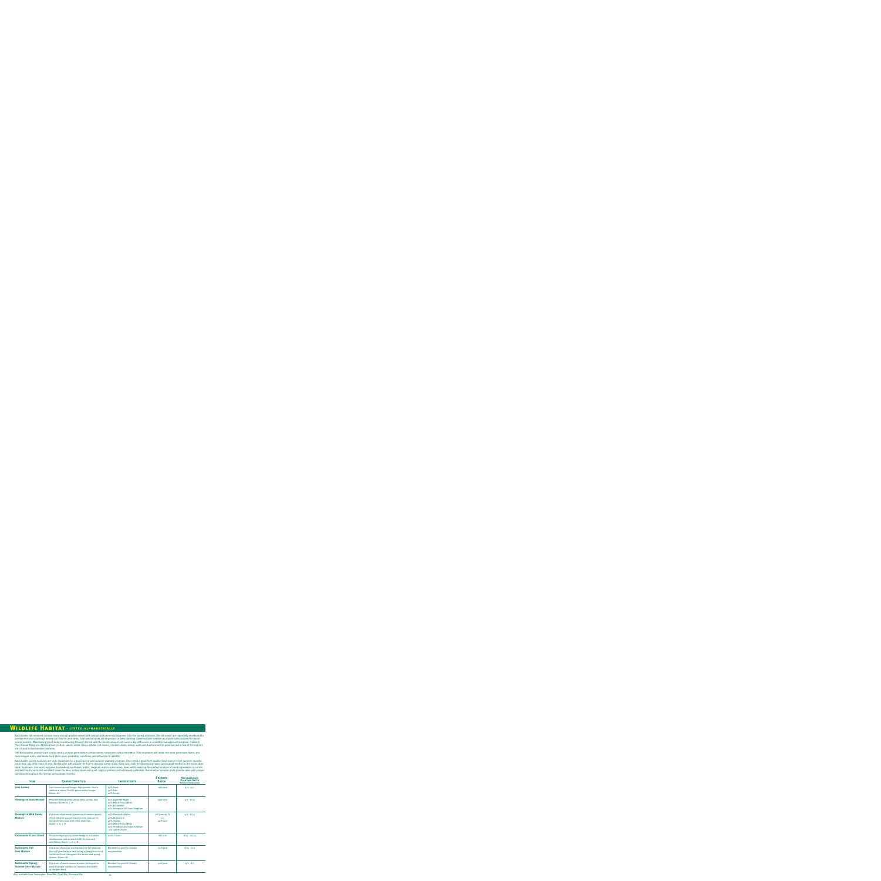# Wildlife Habitat - listed alphabetically

Rackmaster fall mixtures contain many annual grasses mixed with annual and perennial legumes. Like the spring mixtures, the fall mixes are regionally developed to provide the best plantings money can buy for your area. Cool season plots are important to help build up carbohydrates needed as stored fat to survive the harsh winter months. Maintaining good body conditioning through the rut and the winter season can mean a big difference in a wildlife management program. Passerel Plus Annual Ryegrass, Wintergrazer 70 Rye, Ladino white clover, alfalfa, red clover, crimson clover, wheat, oats and Austrian winter peas are just a few of the ingredients found in Rackmaster mixtures.

*All Rackmaster products are coated with a unique germination enhancement treatment called GermMax. This treatment will make the seed germinate faster, produce deeper roots, and make food plots more palatable, nutritious and attractive to wildlife.

Rackmaster spring mixtures are truly important for a good spring and summer planting program. Deer need a good high quality food source in the summer months more than any other time of year. Rackmaster will provide the fuel to develop antler mass, body size, milk for developing fawns and overall health for the entire deer herd. Soybeans, iron and clay peas, buckwheat, sunflower, millet, sorghum and in some areas, deer vetch make up the perfect mixture of seed ingredients to create an ideal food source and excellent cover for deer, turkey, dove and quail. High in protein and extremely palatable, Rackmaster summer plots provide deer with proper nutrition throughout the spring and summer months.

| Item | Characteristics | Ingredients | Seeding Rates | Recommended Planting Dates (Northern Perspective) |
|---|---|---|---|---|
| Deer Greens | Cool season annual forage. High protein. Use in mixture or alone. Prolific green winter forage. Zones: all. | 50% Rape<br>30% Kale<br>20% Turnip | 10#/acre | 9/1 - 10/1 |
| Pennington Duck Mixture | Provides feeding areas along lakes, ponds, and swamps. Zones: 6, 7, 8. | 60% Japanese Millet<br>20% White Proso Millet<br>10% Buckwheat<br>10% Pennington DR Grain Sorghum | 30#/acre | 4/1 - 8/15 |
| Pennington Wild Turkey Mixture | A mixture of perennial grasses and summer grains which will give you permanent cover and can be strip-planted every year with other plantings. Zones: 5, 6, 7, 8. | 20% Pensacola Bahia<br>20% Buckwheat<br>20% Chufas<br>20% White Proso Millet<br>15% Pennington DR Grain Sorghum<br>5% Ladino Clover | 28#/1000 sq. ft.<br>or<br>30#/acre | 4/1 - 8/15 |
| Rackmaster Clover Blend | Produces high quality clover forage to aid antler development and animal health for deer and wild turkey. Zones: 5, 6, 7, 8. | 100% Clover | 8#/acre | 8/15 - 10/15 |
| Rackmaster Fall Deer Mixture | A mixture of grasses and legumes for fall planting that will give the deer and turkey a steady source of nutritional food throughout the winter and spring season. Zones: all. | Blended for specific climatic requirements. | 75#/acre | 8/15 - 10/1 |
| Rackmaster Spring/ Summer Deer Mixture | A mixture of warm season annuals developed to provide proper nutrition to maintain the health of the deer herd. | Blended for specific climatic requirements. | 50#/acre | 4/1 - 8/1 |

Also available from Pennington: Dove Mix, Quail Mix, Pheasant Mix.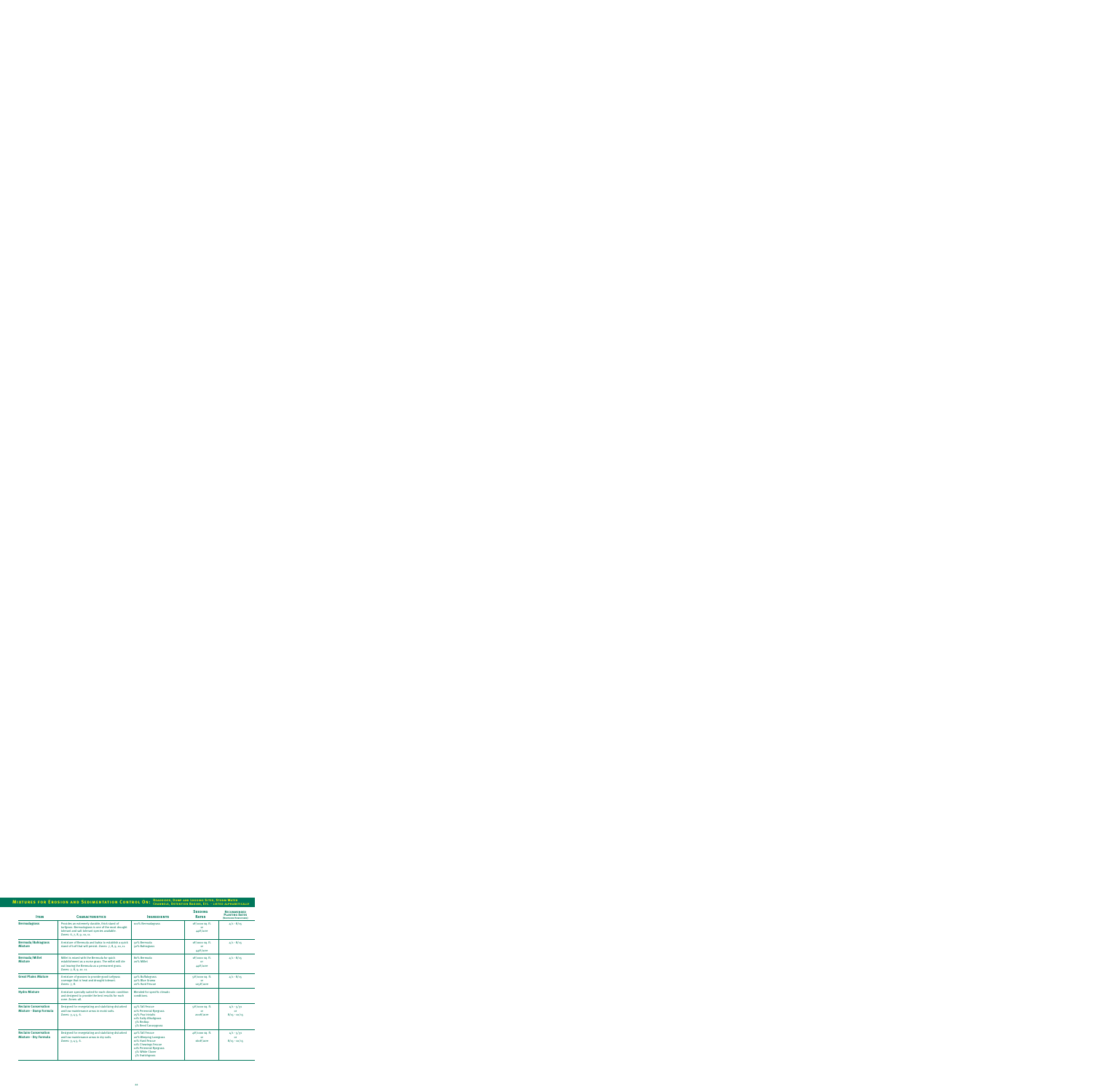# Mixtures for Erosion and Sedimentation Control On: Roadsides, Dump and Logging Sites, Storm Water Channels, Detention Basins, Etc. - listed alphabetically

| Item | Characteristics | Ingredients | Seeding Rates | Recommended Planting Dates (Northern Hemisphere) |
|---|---|---|---|---|
| **Bermudagrass** | Provides an extremely durable, thick stand of turfgrass. Bermudagrass is one of the most drought tolerant and salt tolerant species available. Zones: 6, 7, 8, 9, 10, 11. | 100% Bermudagrass | 1#/1000 sq. ft. or 44#/acre | 4/1 - 8/15 |
| **Bermuda/Buffalograss Mixture** | A mixture of Bermuda and Buffalo to establish a quick stand of turf that will persist. Zones: 7, 8, 9, 10, 11. | 50% Bermuda<br>50% Buffalograss | 1#/1000 sq. ft. or 44#/acre | 4/1 - 8/15 |
| **Bermuda/Millet Mixture** | Millet is mixed with the Bermuda for quick establishment as a nurse grass. The millet will die out leaving the Bermuda as a permanent grass. Zones: 7, 8, 9, 10, 11. | 80% Bermuda<br>20% Millet | 1#/1000 sq. ft. or 44#/acre | 4/1 - 8/15 |
| **Great Plains Mixture** | A mixture of grasses to provide good turfgrass coverage that is heat and drought tolerant. Zones: 7, 8. | 40% Buffalograss<br>40% Blue Grama<br>20% Hard Fescue | 3#/1000 sq. ft. or 125#/acre | 4/1 - 8/15 |
| **Hydro Mixture** | A mixture specially suited for each climatic condition and designed to provide the best results for each zone. Zones: all. | Blended for specific climatic conditions. | | |
| **Reclaim Conservation Mixture - Damp Formula** | Designed for revegetating and stabilizing disturbed and low maintenance areas in moist soils. Zones: 3, 4, 5, 6. | 45% Tall Fescue<br>20% Perennial Ryegrass<br>15% Poa trivialis<br>10% Fults Alkaligrass<br>5% Redtop<br>5% Reed Canarygrass | 3#/1000 sq. ft. or 100#/acre | 4/1 - 5/31 or 8/15 - 10/15 |
| **Reclaim Conservation Mixture - Dry Formula** | Designed for revegetating and stabilizing disturbed and low maintenance areas in dry soils. Zones: 3, 4, 5, 6. | 40% Tall Fescue<br>20% Weeping Lovegrass<br>10% Hard Fescue<br>10% Chewings Fescue<br>10% Perennial Ryegrass<br>5% White Clover<br>5% Switchgrass | 2#/1000 sq. ft. or 80#/acre | 4/1 - 5/31 or 8/15 - 10/15 |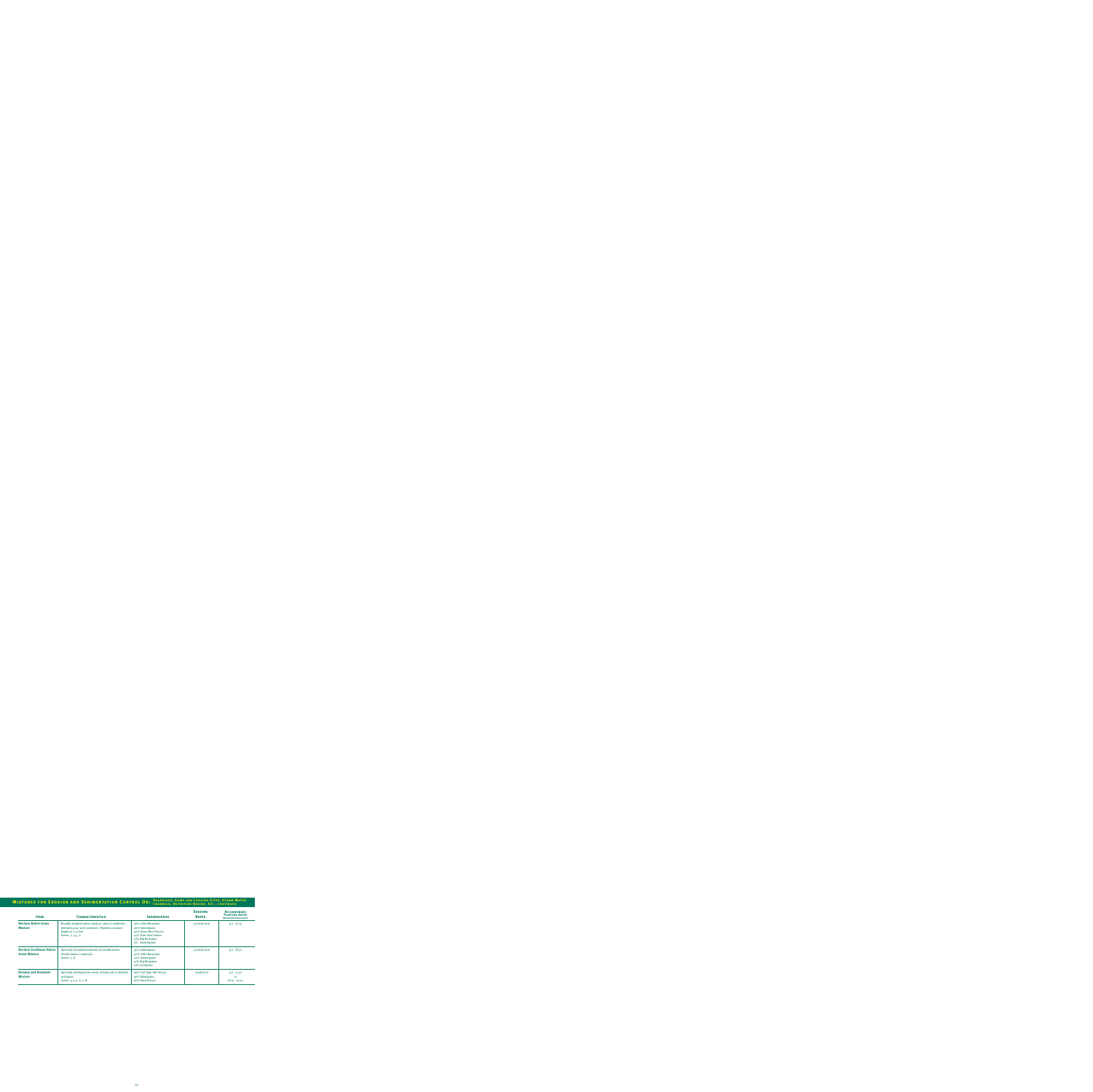## Mixtures for Erosion and Sedimentation Control On: Roadsides, Dump and Logging Sites, Storm Water Channels, Detention Basins, Etc., continued

| Item | Characteristics | Ingredients | Seeding Rates | Recommended Planting Dates (Northern Piedmont) |
|---|---|---|---|---|
| **Reclaim Native Grass Mixture** | Broadly adapted native mixture, slow to establish, tolerates poor soil conditions. Reaches a mature height of 3-5 feet. Zones: 3, 4-5, 6. | 30% Little Bluestem<br>20% Indiangrass<br>20% Acorn Blue Fescue<br>15% Side Oats Grama<br>10% Big Bluestem<br>5% Sandchgrass | 40 lbs/acre | 4/1 - 6/15 |
| **Reclaim Southeast Native Grass Mixture** | Specially formulated mixture for southeastern United States conditions. Zones: 7, 8. | 35% Indiangrass<br>20% Little Bluestem<br>20% Switchgrass<br>15% Big Bluestem<br>10% Lovegrass | 40 lbs/acre | 5/1 - 8/31 |
| **Runway and Roadside Mixture** | Specially developed for areas of high salt or alkaline soil types. Zones: 3, 4-5, 6, 7, 8. | 60% Turf Type Tall Fescue<br>30% Alkaligrass<br>10% Hard Fescue | 200 lbs/acre | 4/1 - 5/31<br>or<br>8/15 - 10/15 |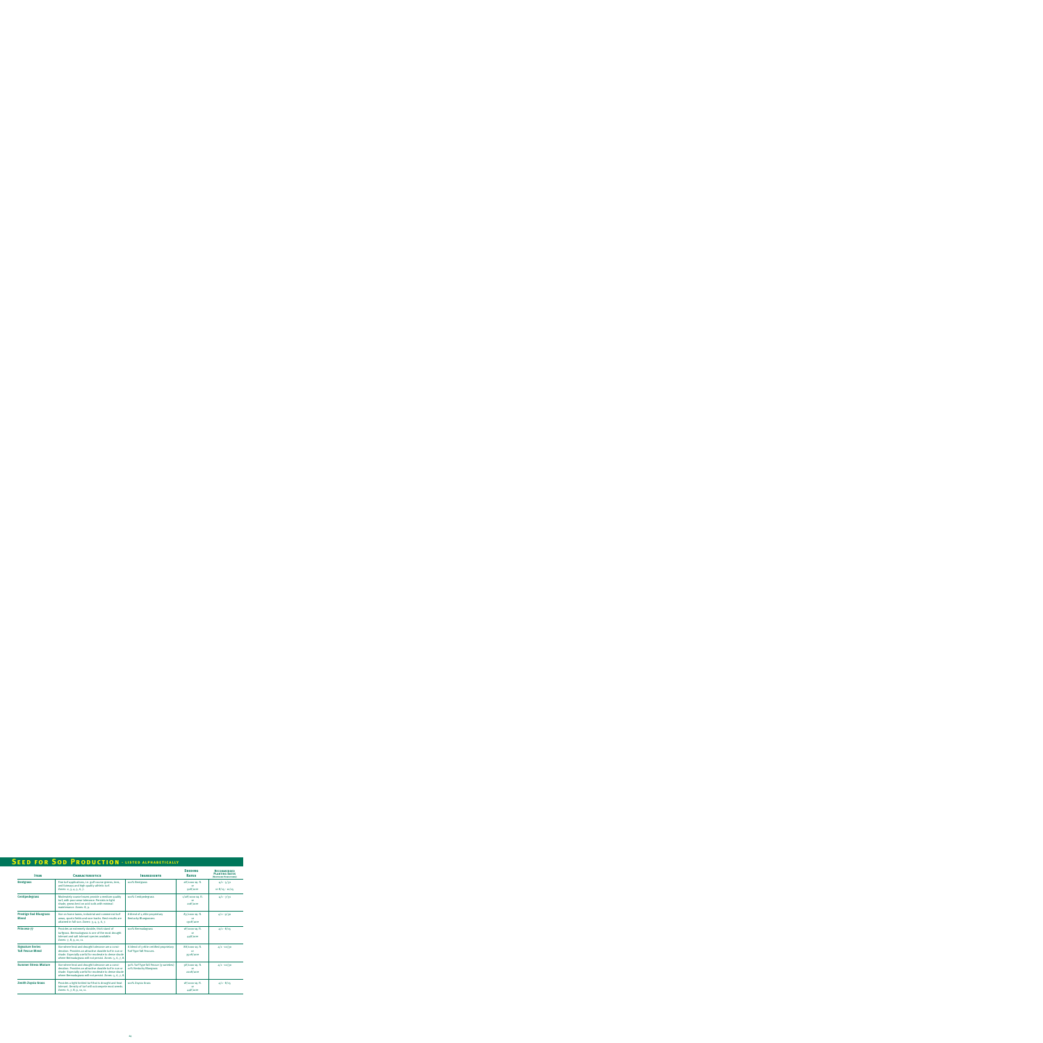## Seed for Sod Production - listed alphabetically

| Item | Characteristics | Ingredients | Seeding Rates | Recommended Planting Dates (Northern Hemisphere) |
|---|---|---|---|---|
| **Bentgrass** | Fine turf applications, i.e. golf course greens, tees, and fairways and high quality athletic turf. Zones: 2, 3, 4, 5, 6, 7. | 100% Bentgrass | 2#/1000 sq. ft. or 90#/acre | 4/1 - 5/31<br>8/15 - 10/15 |
| **Centipedegrass** | Moderately coarse leaves provide a medium quality turf, with poor wear tolerance. Persists in light shade, grows best on acid soils with minimal maintenance. Zones: 8, 9. | 100% Centipedegrass | 1/2#/1000 sq. ft. or 20#/acre | 4/1 - 7/31 |
| **Prestige Sod Bluegrass Blend** | Use on home lawns, industrial and commercial turf areas, sports fields and race tracks. Best results are obtained in full sun. Zones: 3, 4, 5, 6, 7. | A blend of 4 elite proprietary Kentucky Bluegrasses. | 3#/1000 sq. ft. or 130#/acre | 4/1 - 9/30 |
| **Princess-77** | Provides an extremely durable, thick stand of turfgrass. Bermudagrass is one of the most drought tolerant and salt tolerant species available. Zones: 7, 8, 9, 10, 11. | 100% Bermudagrass | 1#/1000 sq. ft. or 44#/acre | 4/1 - 8/15 |
| **Signature Series Tall Fescue Blend** | Use where heat and drought tolerance are a consideration. Provides an attractive durable turf in sun or shade. Especially useful for moderate to dense shade where Bermudagrass will not persist. Zones: 5, 6, 7, 8 | A blend of 3 elite certified proprietary Turf Type Tall Fescues. | 8#/1000 sq. ft. or 350#/acre | 3/1 - 10/30 |
| **Summer Stress Mixture** | Use where heat and drought tolerance are a consideration. Provides an attractive durable turf in sun or shade. Especially useful for moderate to dense shade where Bermudagrass will not persist. Zones: 5, 6, 7, 8 | 90% Turf Type Tall Fescue (3 varieties) 10% Kentucky Bluegrass | 5#/1000 sq. ft. or 220#/acre | 3/1 - 10/30 |
| **Zenith Zoysia Grass** | Provides a tight knitted turf that is drought and heat tolerant. Density of turf will outcompete most weeds. Zones: 6, 7, 8, 9, 10, 11. | 100% Zoysia Grass | 1#/1000 sq. ft. or 44#/acre | 4/1 - 8/15 |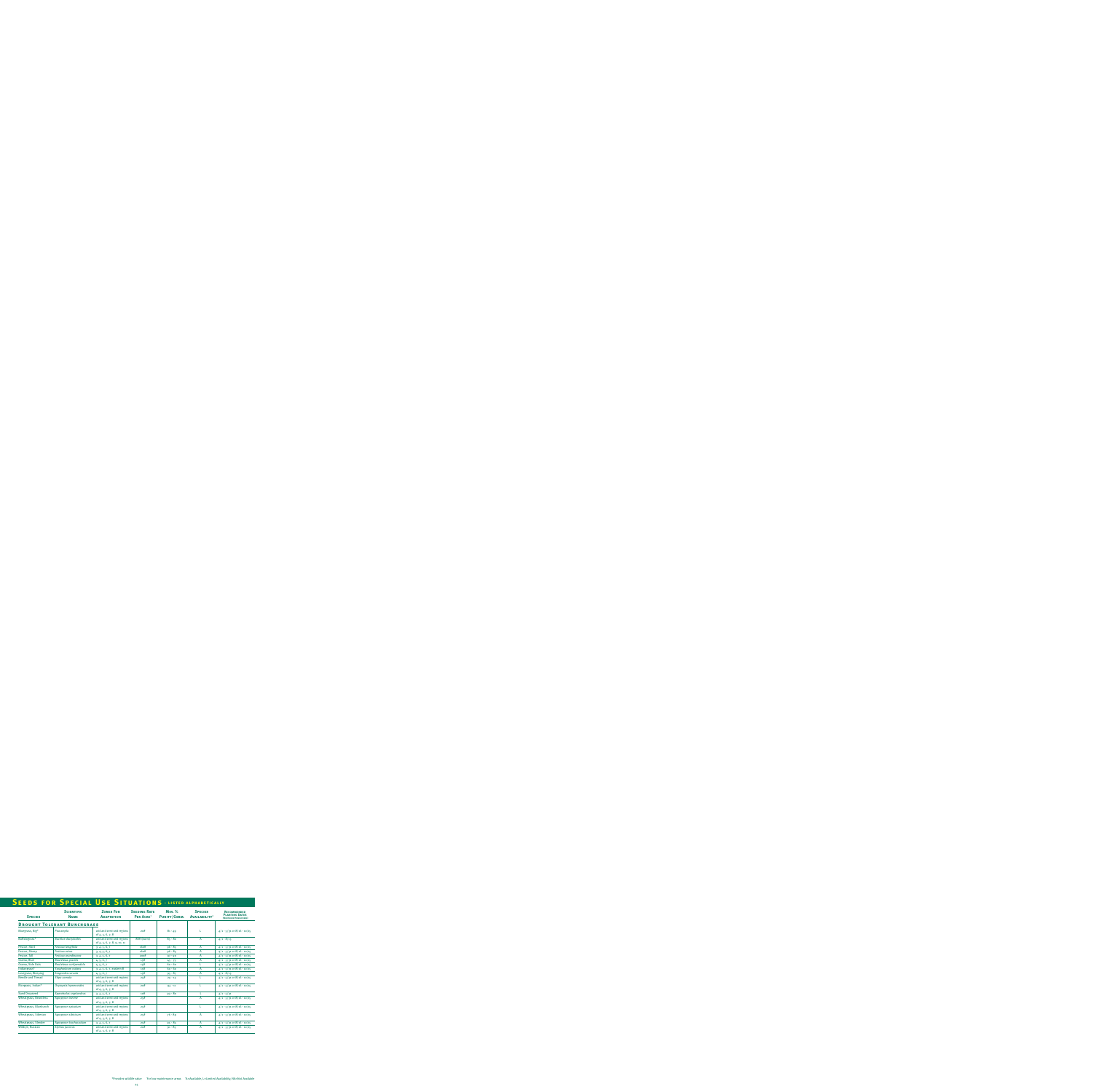# Seeds for Special Use Situations - listed alphabetically

| Species | Scientific Name | Zones For Adaptation | Seeding Rate Per Acre† | Min. % Purity/Germ. | Species Availability‡ | Recommended Planting Rates (Northern/Southern) |
|---|---|---|---|---|---|---|
| **Drought Tolerant Bunchgrass** | | | | | | |
| Bluegrass, Big* | *Poa ampla* | arid and semi-arid regions of 4, 5, 6, 7, 8 | 20# | 81 - 49 | L | 4/1 - 5/31 or 8/1 - 10/15 |
| Buffalograss* | *Buchloe dactyloides* | arid and semi-arid regions of 4, 5, 6, 7, 8, 9, 10, 11 | 888 (burrs) | 85 - 80 | A | 4/1 - 6/15 |
| Fescue, Hard | *Festuca longifolia* | 3, 4, 5, 6, 7 | 100# | 96 - 85 | A | 4/1 - 5/31 or 8/1 - 10/15 |
| Fescue, Sheep | *Festuca ovina* | 3, 4, 5, 6, 7 | 100# | 96 - 85 | A | 4/1 - 5/31 or 8/1 - 10/15 |
| Fescue, Tall | *Festuca arundinacea* | 3, 4, 5, 6, 7 | 200# | 97 - 90 | A | 4/1 - 5/31 or 8/1 - 10/15 |
| Grama, Blue | *Bouteloua gracilis* | 4, 5, 6, 7 | 15# | 45 - 75 | A | 4/1 - 5/31 or 8/1 - 10/15 |
| Grama, Side Oats | *Bouteloua curtipendula* | 4, 5, 6, 7 | 15# | 60 - 60 | L | 4/1 - 5/31 or 8/1 - 10/15 |
| Indiangrass | *Sorghastrum nutans* | 3, 4, 5, 6, 7, eastern 8 | 15# | 60 - 60 | A | 4/1 - 5/31 or 8/1 - 10/15 |
| Lovegrass, Weeping | *Eragrostis curvula* | 4, 5, 6, 7 | 15# | 95 - 85 | A | 4/1 - 6/15 |
| Needle and Thread | *Stipa comata* | arid and semi-arid regions of 4, 5, 6, 7, 8 | 25# | 95 - 15 | L | 4/1 - 5/31 or 8/1 - 10/15 |
| Ricegrass, Indian* | *Oryzopsis hymenoides* | arid and semi-arid regions of 4, 5, 6, 7, 8 | 20# | 94 - 12 | L | 4/1 - 5/31 or 8/1 - 10/15 |
| Sand Dropseed | *Sporobolus cryptandrus* | 3, 4, 5, 6, 7 | 10# | 95 - 80 | L | 4/1 - 5/31 |
| Wheatgrass, Beardless | *Agropyron inerme* | arid and semi-arid regions of 4, 5, 6, 7, 8 | 25# | | A | 4/1 - 5/31 or 8/1 - 10/15 |
| Wheatgrass, Bluebunch | *Agropyron spicatum* | arid and semi-arid regions of 4, 5, 6, 7, 8 | 25# | | L | 4/1 - 5/31 or 8/1 - 10/15 |
| Wheatgrass, Siberian | *Agropyron sibiricum* | arid and semi-arid regions of 4, 5, 6, 7, 8 | 25# | 76 - 89 | A | 4/1 - 5/31 or 8/1 - 10/15 |
| Wheatgrass, Slender | *Agropyron trachycaulum* | 3, 4, 5, 6, 7 | 25# | 95 - 85 | A | 4/1 - 5/31 or 8/1 - 10/15 |
| Wildrye, Russian | *Elymus junceus* | arid and semi-arid regions of 4, 5, 6, 7, 8 | 20# | 91 - 85 | A | 4/1 - 5/31 or 8/1 - 10/15 |

*Provides wildlife value †For low maintenance areas ‡A=Available, L=Limited Availability, NA=Not Available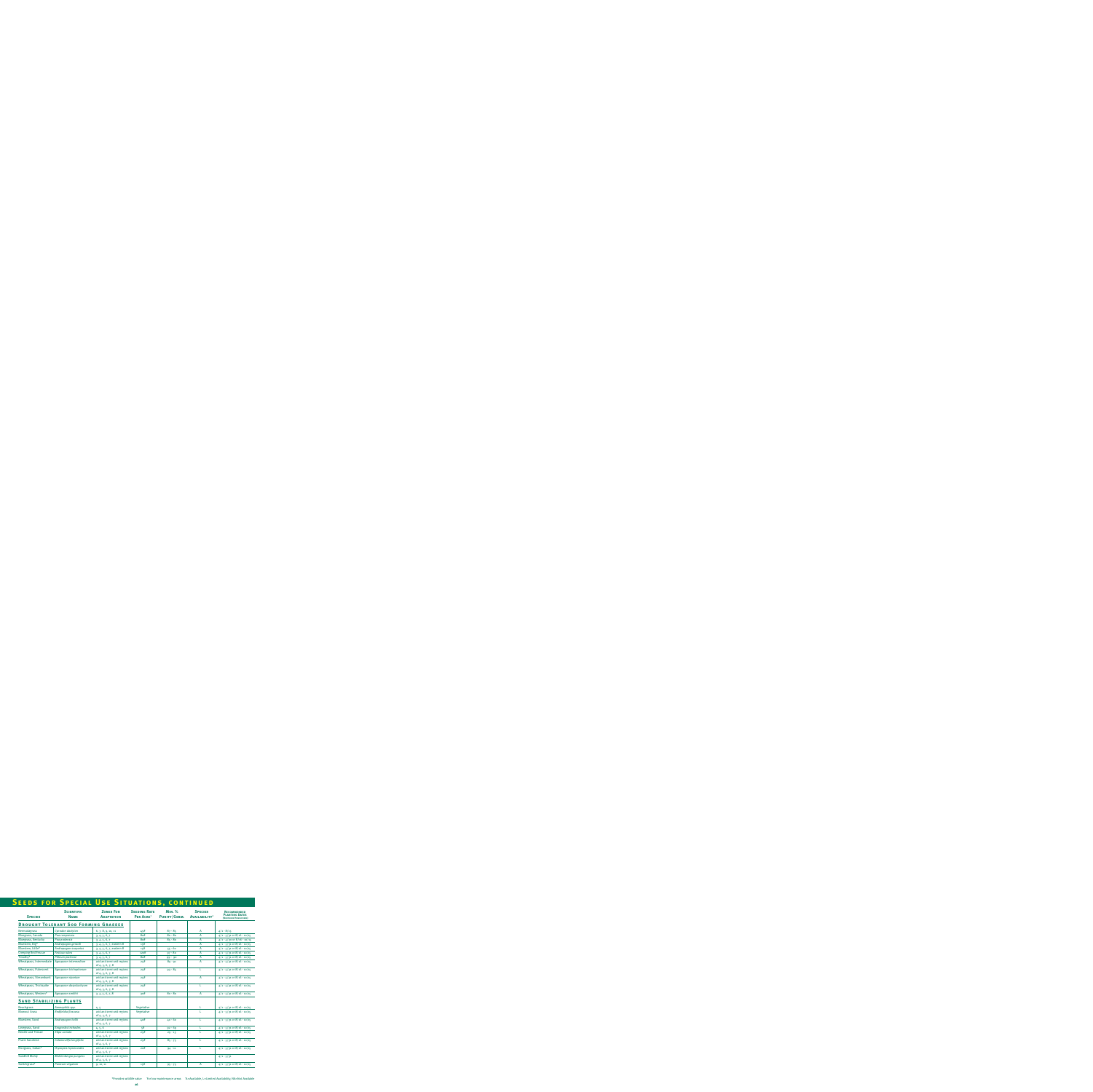# Seeds for Special Use Situations, continued

| Species | Scientific Name | Zones for Adaptation | Seeding Rate Per Acre† | Min. % Purity/Germ. | Species Availability‡ | Recommended Planting Dates (Northern/Southern) |
|---|---|---|---|---|---|---|
| **Drought Tolerant Sod Forming Grasses** | | | | | | |
| Bermudagrass | *Cynodon dactylon* | 6, 7, 8, 9, 10, 11 | 40# | 87 - 85 | A | 4/1 - 8/15 |
| Bluegrass, Canada | *Poa compressa* | 3, 4, 5, 6, 7 | 80# | 80 - 80 | A | 4/1 - 5/31 or 8/16 - 10/15 |
| Bluegrass, Kentucky | *Poa pratensis* | 3, 4, 5, 6, 7 | 80# | 85 - 80 | A | 4/1 - 4/30 or 8/16 - 10/15 |
| Bluestem, Big* | *Andropogon gerardii* | 3, 4, 5, 6, 7, eastern 8 | 15# | | A | 4/1 - 5/31 or 8/16 - 10/15 |
| Bluestem, Little* | *Andropogon scoparius* | 3, 4, 5, 6, 7, eastern 8 | 15# | 55 - 60 | A | 4/1 - 5/31 or 8/16 - 10/15 |
| Creeping Red Fescue | *Festuca rubra* | 3, 4, 5, 6, 7 | 100# | 97 - 80 | A | 4/1 - 5/31 or 8/16 - 10/15 |
| Timothy* | *Phleum pratense* | 3, 4, 5, 6, 7 | 80# | 99 - 90 | A | 4/1 - 5/31 or 8/16 - 10/15 |
| Wheatgrass, Intermediate | *Agropyron intermedium* | arid and semi arid regions of 4, 5, 6, 7, 8 | 25# | 85 - 91 | A | 4/1 - 5/31 or 8/16 - 10/15 |
| Wheatgrass, Pubescent | *Agropyron trichophorum* | arid and semi arid regions of 4, 5, 6, 7, 8 | 25# | 93 - 85 | L | 4/1 - 5/31 or 8/16 - 10/15 |
| Wheatgrass, Streambank | *Agropyron riparium* | arid and semi arid regions of 4, 5, 6, 7, 8 | 25# | | A | 4/1 - 5/31 or 8/16 - 10/15 |
| Wheatgrass, Thickspike | *Agropyron dasystachyum* | arid and semi arid regions of 4, 5, 6, 7, 8 | 25# | | L | 4/1 - 5/31 or 8/16 - 10/15 |
| Wheatgrass, Western* | *Agropyron smithii* | 3, 4, 5, 6, 7, 8 | 30# | 80 - 80 | A | 4/1 - 5/31 or 8/16 - 10/15 |
| **Sand Stabilizing Plants** | | | | | | |
| Beachgrass | *Ammophila spp.* | 4, 5 | Vegetative | | L | 4/1 - 5/31 or 8/16 - 10/15 |
| Blowout Grass | *Redfieldia flexuosa* | arid and semi arid regions of 4, 5, 6, 7 | Vegetative | | L | 4/1 - 5/31 or 8/16 - 10/15 |
| Bluestem, Sand | *Andropogon hallii* | arid and semi arid regions of 4, 5, 6, 7 | 40# | 40 - 60 | L | 4/1 - 5/31 or 8/16 - 10/15 |
| Lovegrass, Sand | *Eragrostis trichodes* | 4, 5, 6 | 5# | 92 - 69 | L | 4/1 - 5/31 or 8/16 - 10/15 |
| Needle and Thread | *Stipa comata* | arid and semi arid regions of 4, 5, 6, 7 | 25# | 09 - 15 | L | 4/1 - 5/31 or 8/16 - 10/15 |
| Prairie Sandreed | *Calamovilfa longifolia* | arid and semi arid regions of 4, 5, 6, 7 | 25# | 85 - 75 | L | 4/1 - 5/31 or 8/16 - 10/15 |
| Ricegrass, Indian* | *Oryzopsis hymenoides* | arid and semi arid regions of 4, 5, 6, 7 | 20# | 94 - 10 | L | 4/1 - 5/31 or 8/16 - 10/15 |
| Sandhill Muhly | *Muhlenbergia pungens* | arid and semi arid regions of 4, 5, 6, 7 | | | | 4/1 - 5/31 |
| Switchgrass* | *Panicum virgatum* | 9, 10, 11 | 15# | 95 - 75 | A | 4/1 - 5/31 or 8/16 - 10/15 |

*Provides wildlife value  †For low maintenance areas  ‡A=Available, L=Limited Availability, NA=Not Available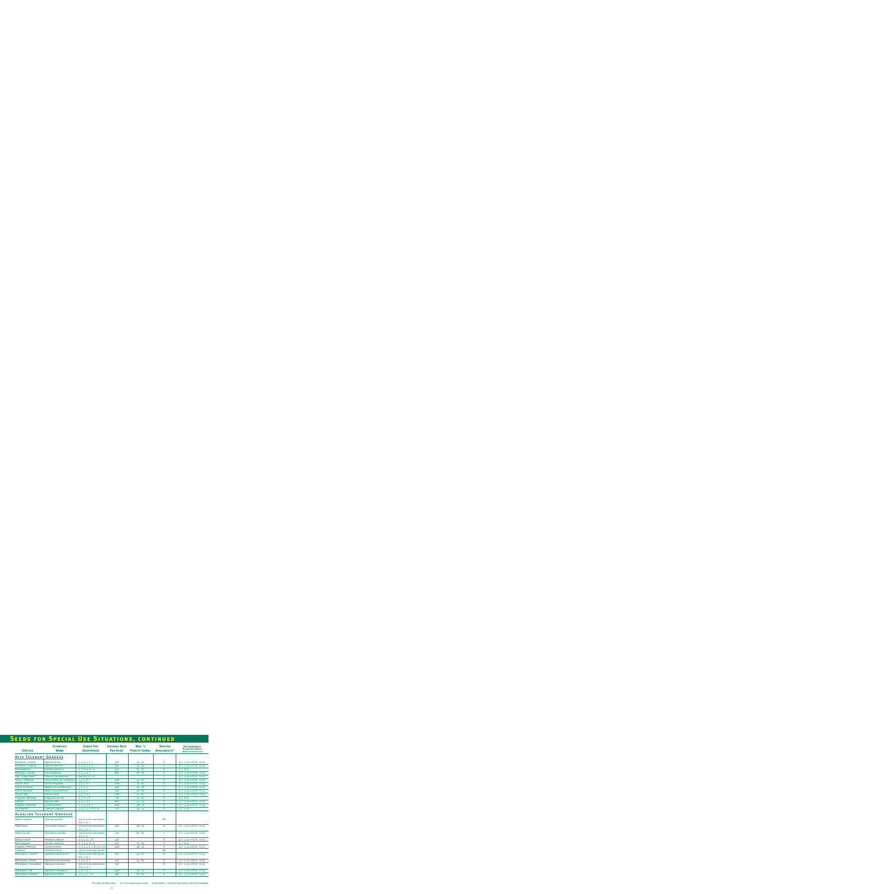# Seeds for Special Use Situations, continued

| Species | Scientific Name | Zones for Adaptation | Seeding Rate Per Acre† | Min. % Purity/Germ. | Species Availability‡ | Recommended Planting Rates (Northern Hemisphere) |
|---|---|---|---|---|---|---|
| **Acid Tolerant Grassses** | | | | | | |
| Bentgrass, Colonial | Agrostis tenuis | 2, 3, 4, 5, 6, 7 | 50# | 95 - 90 | A | 4/1 - 5/31 or 8/16 - 10/15 |
| Bentgrass, Creeping | Agrostis palustris | 2, 3, 4, 5, 6, 7 | 50# | 95 - 90 | A | 4/1 - 5/31 or 8/16 - 10/15 |
| Bermudagrass | Cynodon dactylon | 6, 7, 8, 9, 10, 11 | 45# | 87 - 85 | A | 4/1 - 8/15 |
| Bluegrass, Canada | Poa compressa | 3, 4, 5, 6, 7 | 80# | 80 - 80 | A | 4/1 - 5/31 or 8/16 - 10/15 |
| Deer Tongue Grass* | Panicum clandestinum | Varied 5, 6, 7, 8 | | | L | 4/1 - 5/31 or 8/16 - 10/15 |
| Fescue, Chewings | Festuca rubra var. commutata | 3, 4, 5, 6, 7 | 100# | 97 - 80 | A | 4/1 - 5/31 or 8/16 - 10/15 |
| Fescue, Hard | Festuca longifolia | 3, 4, 5, 6, 7 | 160# | 96 - 85 | A | 4/1 - 5/31 or 8/16 - 10/15 |
| Foxtail, Creeping | Alopecurus arundinaceus | 3, 4, 5, 6 | 50# | 90 - 80 | L | 4/1 - 5/31 or 8/16 - 10/15 |
| Foxtail, Meadow | Alopecurus pratensis | 3, 4, 5, 6 | 50# | 90 - 80 | A | 4/1 - 5/31 or 8/16 - 10/15 |
| Fescue, Red | Festuca rubra | 3, 4, 5, 6, 7 | 100# | 97 - 80 | A | 4/1 - 5/31 or 8/16 - 10/15 |
| Lovegrass, Weeping | Eragrostis curvula | 4, 5, 6, 7, 8 | 15# | 95 - 85 | A | 4/1 - 6/15 |
| Redtop | Agrostis alba | 3, 4, 5, 6, 7 | 80# | 92 - 90 | A | 4/1 - 5/31 or 8/16 - 10/15 |
| Ryegrass, Perennial | Lolium perenne | 2, 3, 4, 5, 6, 7 | 240# | 98 - 90 | A | 4/1 - 5/31 or 8/16 - 10/15 |
| Switchgrass* | Panicum virgatum | 3, 4, 5, 6, 7, 8, 9, 10 | 15# | 95 - 75 | A | 4/1 - 5/31 |
| **Alkaline Tolerant Grasses** | | | | | | |
| Alkali Cordgrass | Spartina gracilis | arid and semi-arid regions of 4, 5, 6, 7 | | | NA | |
| Alkali Grass | Puccinellia distans | arid and semi-arid regions of 4, 5, 6, 7 | 20# | 98 - 85 | A | 4/1 - 5/31 or 8/16 - 10/15 |
| Alkali Sacaton | Sporobolus airoides | arid and semi-arid regions of 4, 5, 6, 7 | 20# | 85 - 80 | L | 4/1 - 5/31 or 8/16 - 10/15 |
| Barley, Foxtail* | Hordeum jubatum | 3, 4, 5, 6, 7, 8 | 55# | | A | 4/1 - 5/31 or 8/16 - 10/15 |
| Bermudagrass | Cynodon dactylon | 6, 7, 8, 9, 10, 11 | 45# | 87 - 85 | A | 4/1 - 8/15 |
| Ryegrass, Perennial | Lolium perenne | 2, 3, 4, 5, 6, 7, 8, 9, 10, 11 | 240# | 98 - 90 | A | 3/1 - 5/31 or 8/16 - 10/15 |
| Saltgrass | Distichlis stricta | arid and semi-arid regions | | | NA | |
| Wheatgrass, Crested* | Agropyron desertorum | arid and semi-arid regions of 4, 5, 6, 7 | 25# | 95 - 85 | A | 4/1 - 5/31 or 8/16 - 10/15 |
| Wheatgrass, Slender | Agropyron trachycaulum | 2, 3, 4, 5, 6, 7 | 25# | 95 - 85 | A | 4/1 - 5/31 or 8/16 - 10/15 |
| Wheatgrass, Streambank | Agropyron riparium | arid and semi-arid regions of 4, 5, 6, 7 | 25# | | A | 4/1 - 5/31 or 8/16 - 10/15 |
| Wheatgrass, Tall | Agropyron elongatum | 3, 4, 5, 6, 7 | 40# | 98 - 90 | A | 4/1 - 5/31 or 8/16 - 10/15 |
| Wheatgrass, Western* | Agropyron smithii | 3, 4, 5, 6, 7, 8 | 30# | 80 - 80 | A | 4/1 - 5/31 or 8/16 - 10/15 |

*Provides wildlife value   †In low maintenance areas   ‡A=Available, L=Limited Availability, NA=Not Available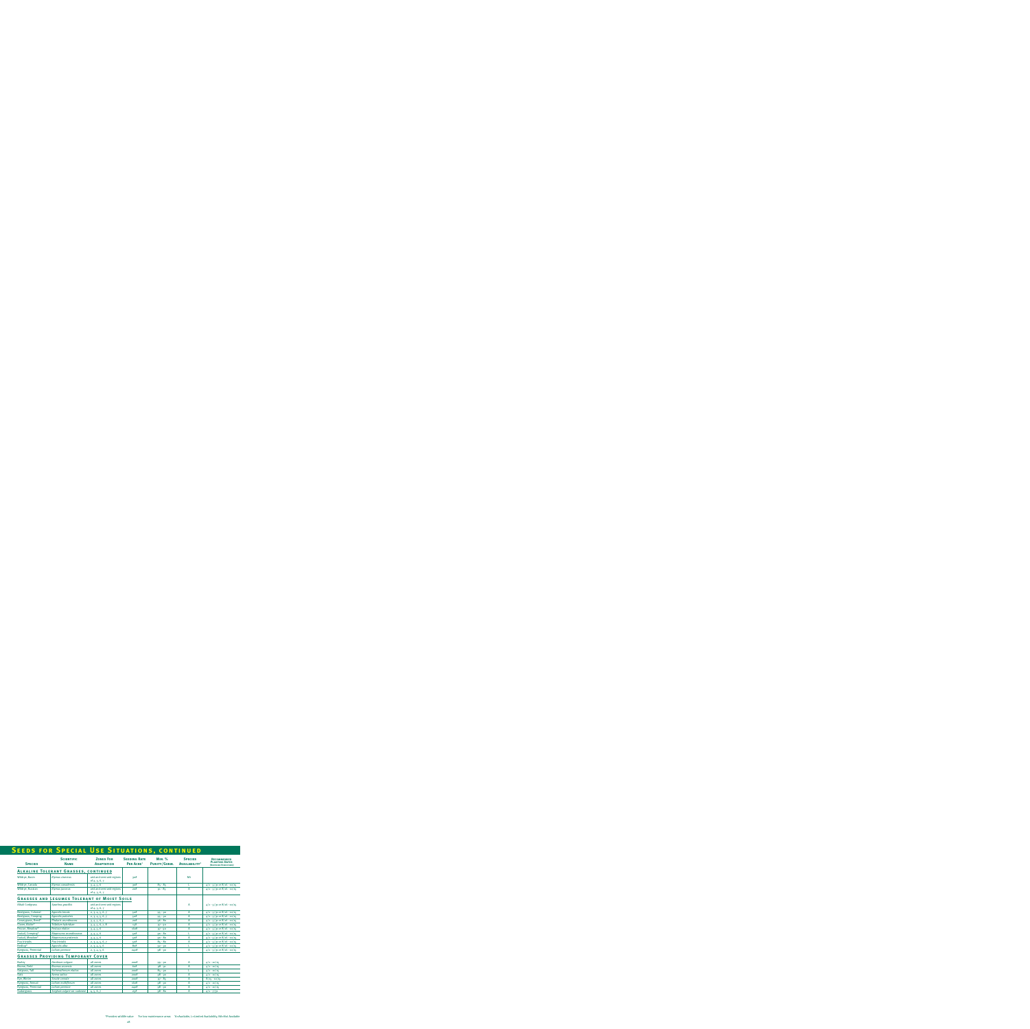# Seeds for Special Use Situations, continued

| Species | Scientific Name | Zones For Adaptation | Seeding Rate Per Acre[1] | Min. % Purity/Germ. | Species Availability[3] | Recommended Planting Rates (Northern/Southern) |
|---|---|---|---|---|---|---|
| **Alkaline Tolerant Grasses, continued** | | | | | | |
| Wildrye, Basin | *Elymus cinereus* | arid and semi-arid regions of 4, 5, 6, 7 | 30# | | NA | |
| Wildrye, Canada | *Elymus canadensis* | 2, 4, 5, 6 | 30# | 85 - 85 | L | 4/1 - 5/31 or 8/16 - 10/15 |
| Wildrye, Russian | *Elymus junceus* | arid and semi-arid regions of 4, 5, 6, 7 | 20# | 90 - 85 | A | 4/1 - 5/31 or 8/16 - 10/15 |
| **Grasses and Legumes Tolerant of Moist Soils** | | | | | | |
| Alkali Cordgrass | *Spartina gracilis* | arid and semi-arid regions of 4, 5, 6, 7 | | | A | 4/1 - 5/31 or 8/16 - 10/15 |
| Bentgrass, Colonial | *Agrostis tenuis* | 1, 2, 3, 4, 5, 6, 7 | 50# | 95 - 90 | A | 4/1 - 5/31 or 8/16 - 10/15 |
| Bentgrass, Creeping | *Agrostis palustris* | 2, 3, 4, 5, 6, 7 | 50# | 95 - 90 | A | 4/1 - 5/31 or 8/16 - 10/15 |
| Canarygrass, Reed* | *Phalaris arundinacea* | 3, 4, 5, 6, 7 | 20# | 96 - 80 | A | 4/1 - 5/31 or 8/16 - 10/15 |
| Clover, Alsike* | *Trifolium hybridum* | 3, 4, 5, 6, 7, 8 | 15# | 97 - 90 | A | 4/1 - 5/31 or 8/16 - 10/15 |
| Fescue, Meadow* | *Festuca elatior* | 3, 4, 5, 6 | 160# | 97 - 90 | A | 4/1 - 5/31 or 8/16 - 10/15 |
| Foxtail, Creeping* | *Alopecurus arundinaceus* | 3, 4, 5, 6 | 40# | 90 - 80 | L | 4/1 - 5/31 or 8/16 - 10/15 |
| Foxtail, Meadow* | *Alopecurus pratensis* | 3, 4, 5, 6 | 40# | 90 - 80 | A | 4/1 - 5/31 or 8/16 - 10/15 |
| Poa trivialis | *Poa trivialis* | 2, 3, 4, 5, 6, 7 | 40# | 85 - 80 | A | 4/1 - 5/31 or 8/16 - 10/15 |
| Redtop* | *Agrostis alba* | 2, 3, 4, 5, 6 | 80# | 92 - 90 | L | 4/1 - 5/31 or 8/16 - 10/15 |
| Ryegrass, Perennial | *Lolium perenne* | 2, 3, 4, 5, 6 | 240# | 98 - 90 | A | 4/1 - 5/31 or 8/16 - 10/15 |
| **Grasses Providing Temporary Cover** | | | | | | |
| Barley | *Hordeum vulgare* | all zones | 200# | 99 - 90 | A | 4/1 - 10/15 |
| Brome, Field | *Bromus arvensis* | all zones | 60# | 98 - 90 | A | 4/1 - 10/15 |
| Oatgrass, Tall | *Arrhenatherum elatius* | all zones | 200# | 85 - 90 | L | 4/15 - 10/15 |
| Oats | *Avena sativa* | all zones | 200# | 98 - 90 | A | 4/1 - 10/15 |
| Rye, Winter | *Secale cereale* | all zones | 200# | 97 - 85 | A | 8/15 - 10/15 |
| Ryegrass, Annual | *Lolium multiflorum* | all zones | 160# | 98 - 90 | A | 4/1 - 10/15 |
| Ryegrass, Perennial | *Lolium perenne* | all zones | 240# | 98 - 90 | A | 4/1 - 10/15 |
| Sudangrass | *Sorghum vulgare var. sudanese* | 4, 5, 6, 7 | 25# | 98 - 80 | A | 4/15 - 7/31 |

*Provides wildlife value   [1]For low maintenance areas   [3]A=Available, L=Limited Availability, NA=Not Available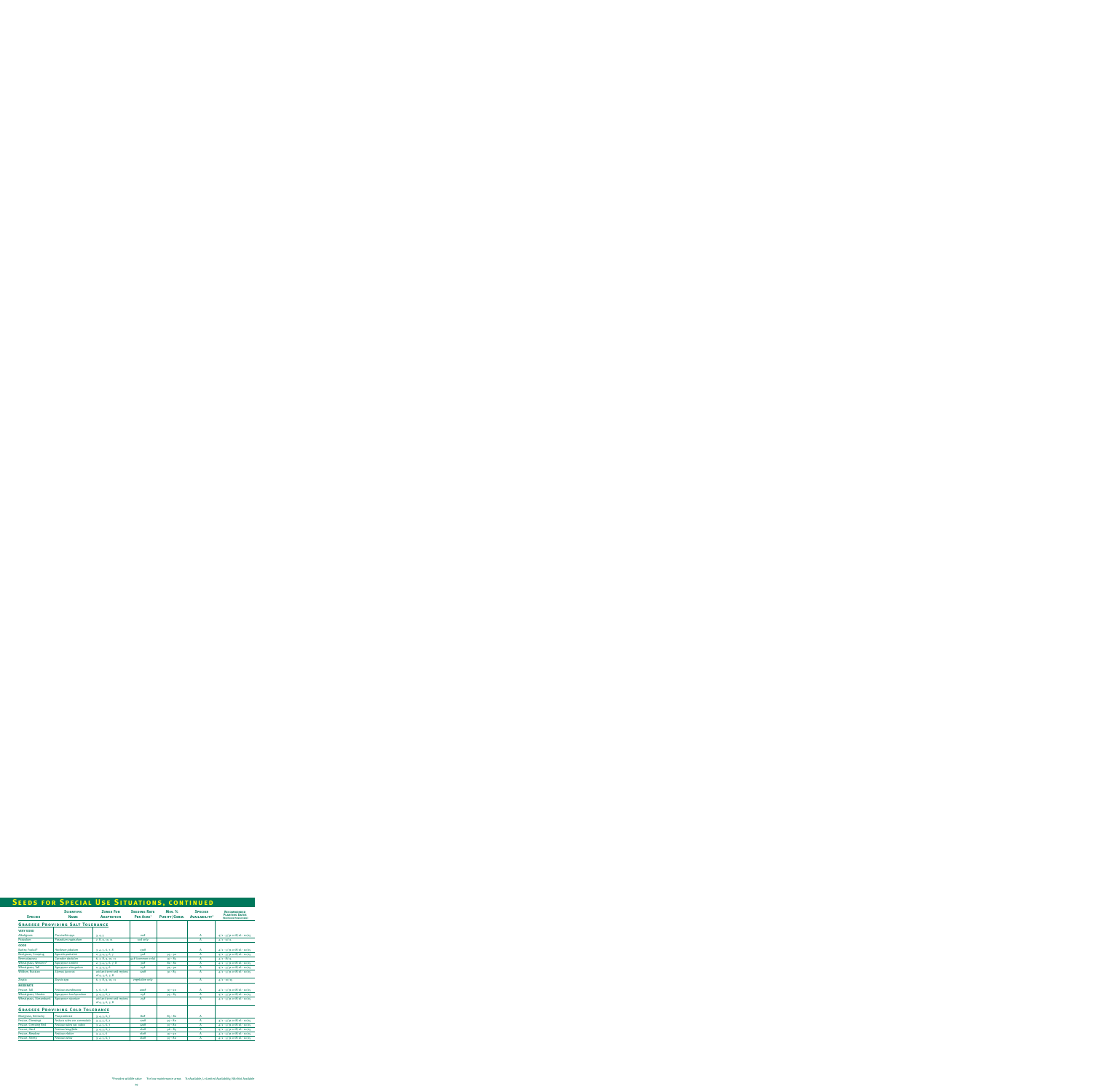# Seeds for Special Use Situations, continued

| Species | Scientific Name | Zones For Adaptation | Seeding Rate Per Acre[1] | Min. % Purity/Germ. | Species Availability[2] | Recommended Planting Dates (Northern/Southern) |
|---|---|---|---|---|---|---|
| **Grasses Providing Salt Tolerance** | | | | | | |
| **VERY GOOD** | | | | | | |
| Alkaligrass | *Puccinellia spp.* | 3, 4, 5 | 20# | | A | 4/1 - 5/31 or 8/16 - 10/15 |
| Paspalum | *Paspalum vaginatum* | 7, 8, 9, 10, 11 | sod only | | A | 4/1 - 9/15 |
| **GOOD** | | | | | | |
| Barley, Foxtail* | *Hordeum jubatum* | 2, 4, 5, 6, 7, 8 | 15# | | A | 4/1 - 5/31 or 8/16 - 10/15 |
| Bentgrass, Creeping | *Agrostis palustris* | 2, 3, 4, 5, 6, 7 | 5# | 95 - 90 | A | 4/1 - 5/31 or 8/16 - 10/15 |
| Bermudagrass | *Cynodon dactylon* | 6, 7, 8, 9, 10, 11 | 15# (common only) | 97 - 85 | A | 4/1 - 8/15 |
| Wheatgrass, Western* | *Agropyron smithii* | 2, 3, 4, 5, 6, 7, 8 | 20# | 80 - 80 | A | 4/1 - 5/31 or 8/16 - 10/15 |
| Wheatgrass, Tall | *Agropyron elongatum* | 2, 3, 4, 5, 6 | 25# | 95 - 90 | A | 4/1 - 5/31 or 8/16 - 10/15 |
| Wildrye, Russian | *Elymus junceus* | arid sections and regions of 4, 5, 6, 7, 8 | 12# | 90 - 85 | A | 4/1 - 5/31 or 8/16 - 10/15 |
| Zoysia | *Zoysia spp.* | 6, 7, 8, 9, 10, 11 | vegetative only | | A | 4/1 - 10/15 |
| **MODERATE** | | | | | | |
| Fescue, Tall | *Festuca arundinacea* | 5, 6, 7, 8 | 200# | 97 - 90 | A | 4/1 - 5/31 or 8/16 - 10/15 |
| Wheatgrass, Slender | *Agropyron trachycaulum* | 3, 4, 5, 6, 7 | 15# | 95 - 85 | A | 4/1 - 5/31 or 8/16 - 10/15 |
| Wheatgrass, Streambank | *Agropyron riparium* | arid sections and regions of 4, 5, 6, 7, 8 | 15# | | A | 4/1 - 5/31 or 8/16 - 10/15 |
| **Grasses Providing Cold Tolerance** | | | | | | |
| Bluegrass, Kentucky | *Poa pratensis* | 2, 3, 4, 5, 6, 7 | 80# | 85 - 80 | A | |
| Fescue, Chewings | *Festuca rubra var. commutata* | 3, 4, 5, 6, 7 | 120# | 97 - 80 | A | 4/1 - 5/31 or 8/16 - 10/15 |
| Fescue, Creeping Red | *Festuca rubra var. rubra* | 3, 4, 5, 6, 7 | 120# | 97 - 80 | A | 4/1 - 5/31 or 8/16 - 10/15 |
| Fescue, Hard | *Festuca longifolia* | 3, 4, 5, 6, 7 | 160# | 98 - 85 | A | 4/1 - 5/31 or 8/16 - 10/15 |
| Fescue, Meadow | *Festuca elatior* | 3, 4, 5, 6 | 160# | 97 - 90 | A | 4/1 - 5/31 or 8/16 - 10/15 |
| Fescue, Sheep | *Festuca ovina* | 3, 4, 5, 6, 7 | 160# | 97 - 80 | A | 4/1 - 5/31 or 8/16 - 10/15 |

*Provides wildlife value [1]For low maintenance areas [2]A=Available, L=Limited Availability, NA=Not Available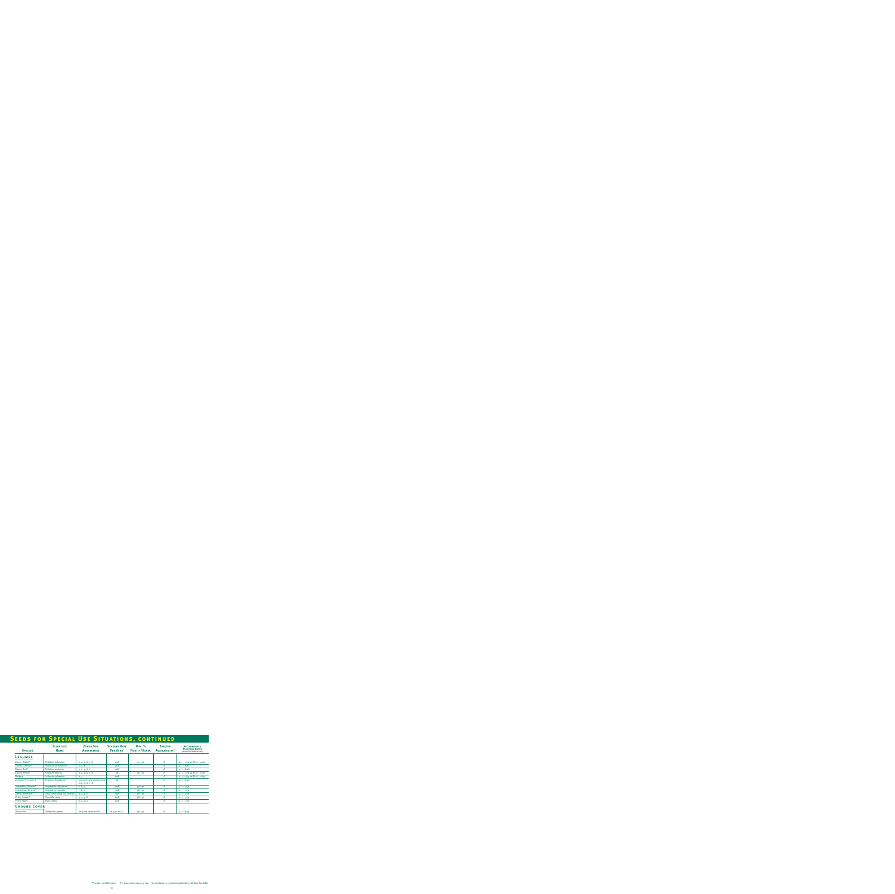# Seeds for Special Use Situations, continued

| Species | Scientific Name | Zones For Adaptation | Seeding Rate Per Acre² | Min. % Purity/Germ. | Species Availability³ | Recommended Planting Rates (Northern/Southern) |
|---|---|---|---|---|---|---|
| **Legumes** | | | | | | |
| Clover, Alsike* | *Trifolium hybridum* | 3, 4, 5, 6, 7, 8 | 15# | 97 - 90 | A | 4/15 - 5/31 or 8/16 - 10/15 |
| Clover, Crimson* | *Trifolium incarnatum* | 6, 7, 8 | 25# | | A | 4/15 - 8/10 |
| Clover, Red* | *Trifolium pratense* | 3, 4, 5, 6, 7 | 20# | | A | 4/15 - 8/10 |
| Clover, White* | *Trifolium repens* | 3, 4, 5, 6, 7, 8 | 5# | 96 - 90 | A | 4/15 - 5/31 or 8/16 - 10/15 |
| Flatpea | *Lathyrus sylvestris* | 2, 3 | 40# | | A | 4/15 - 5/31 or 8/16 - 10/15 |
| Legume, O'Connor's | *Trifolium fragiferum* | arid and semi-arid regions of 4, 5, 6, 7, 8 | 6# | | A | 4/15 - 8/10 |
| Lespedeza, Korean* | *Lespedeza stipulacea* | 7, 8, 9 | 20# | 97 - 90 | A | 4/15 - 5/31 |
| Lespedeza, Sericea* | *Lespedeza cuneata* | 7, 8, 9 | 30# | 98 - 90 | A | 4/15 - 5/31 |
| Trefoil, Birdsfoot* | *Lotus corniculatus var. arvensis* | 3, 4, 5, 6 | 15# | 96 - 90 | A | 4/15 - 5/31 |
| Vetch, Crown* | *Coronilla varia* | 3, 4, 5, 6 | 20# | 98 - 90 | A | 4/15 - 5/31 |
| Vetch, Hairy | *Vicia villosa* | 3, 4, 5, 6 | 40# | | A | 4/15 - 5/31 |
| **Ground Cover** | | | | | | |
| Dichondra | *Dichondra repens* | arid and semi-arid 8 | 1# / 500 sq. ft. | 98 - 90 | A | 4/15 - 8/15 |

*Provides wildlife value  ²For low maintenance areas  ³A=Available, L=Limited Availability, NA=Not Available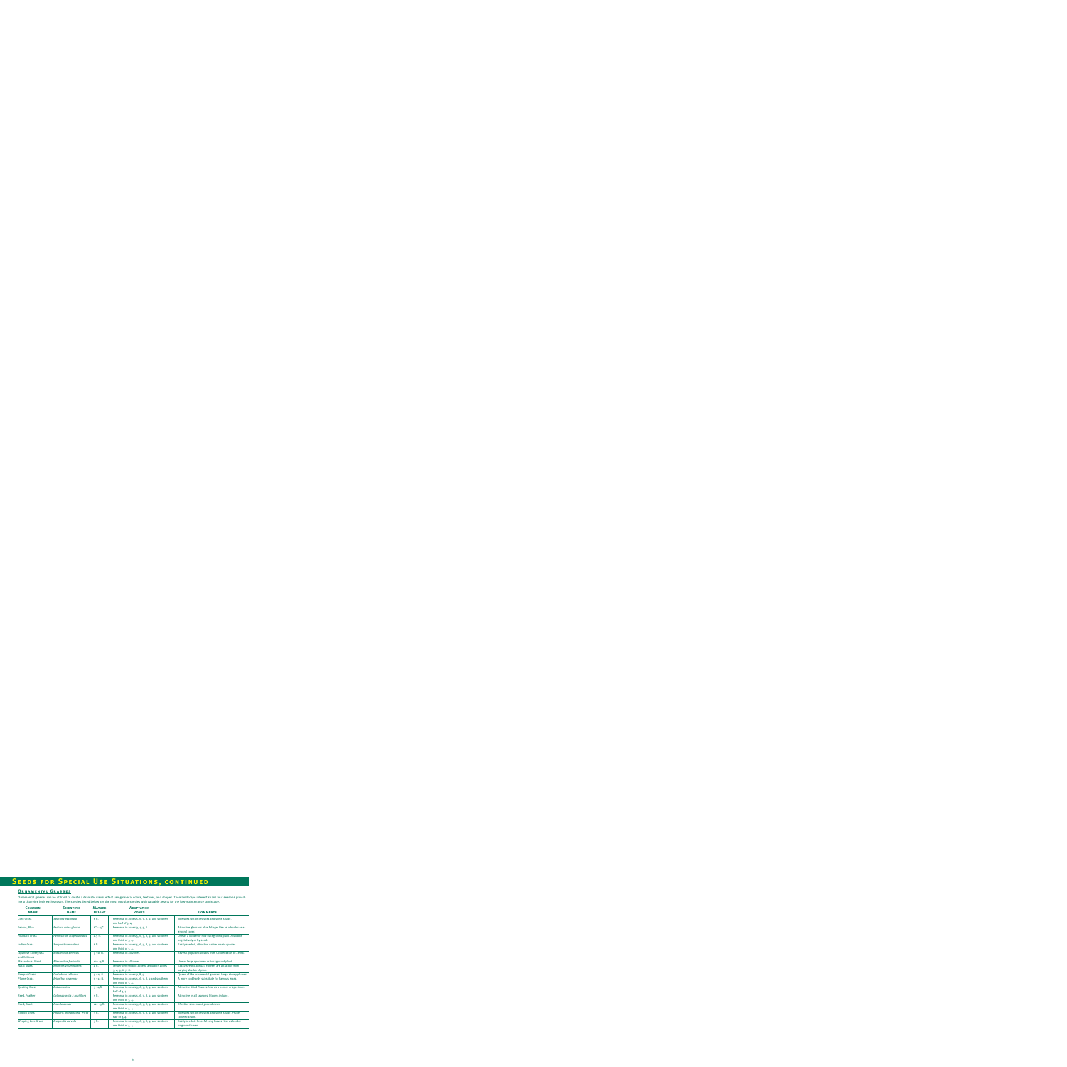# Seeds for Special Use Situations, continued

## Ornamental Grasses

Ornamental grasses can be utilized to create a dramatic visual effect using several colors, textures, and shapes. Their landscape interest spans four seasons providing a changing look each season. The species listed below are the most popular species with valuable assets for the low-maintenance landscape.

| Common Name | Scientific Name | Mature Height | Adaptation Zones | Comments |
|---|---|---|---|---|
| Cord Grass | *Spartina pectinata* | 6 ft. | Perennial in zones 5, 6, 7, 8, 9, and southern one-half of 3, 4. | Tolerates wet or dry sites and some shade. |
| Fescue, Blue | *Festuca ovina glauca* | 6" - 15" | Perennial in zones 3, 4, 5, 6. | Attractive glaucous blue foliage. Use as a border or as ground cover. |
| Fountain Grass | *Pennisetum alopecuroides* | 4.5 ft. | Perennial in zones 5, 6, 7, 8, 9, and southern one-third of 3, 4. | Use as a border or mid-background plant. Available vegetatively or by seed. |
| Indian Grass | *Sorghastrum nutans* | 6 ft. | Perennial in zones 5, 6, 7, 8, 9, and southern one-third of 3, 4. | Easily seeded; attractive native prairie species. |
| Japanese Silvergrass and Cultivars | *Miscanthus sinensis* | 7 - 10 ft. | Perennial in all zones. | Several popular cultivars from Condensatus to Zebra. |
| Miscanthus, Giant | *Miscanthus floridulus* | 12 - 15 ft. | Perennial in all zones. | Use as large specimen or background plant. |
| Natal Grass | *Rhynchelytrum repens* | 4 ft. | Tender perennial in zone 6, annual in zones 3, 4, 5, 6, 7, 8. | Easily seeded annual. Flowers are attractive with varying shades of pink. |
| Pampas Grass | *Cortaderia selloana* | 9 - 15 ft. | Perennial in zones 7, 8, 9. | Queen of the ornamental grasses. Large showy plumes. |
| Plume Grass | *Erianthus ravennae* | 9 - 12 ft. | Perennial in zones 5, 6, 7, 8, 9 and southern one-third of 3, 4. | A more cold hardy substitute for Pampas grass. |
| Quaking Grass | *Briza maxima* | 3 - 4 ft. | Perennial in zones 5, 6, 7, 8, 9, and southern half of 3, 4. | Attractive dried flowers. Use as a border or specimen. |
| Reed, Feather | *Calamagrostis x acutiflora* | 5 ft. | Perennial in zones 5, 6, 7, 8, 9, and southern one-third of 3, 4. | Attractive in all seasons, blooms in June. |
| Reed, Giant | *Arundo donax* | 12 - 15 ft. | Perennial in zones 5, 6, 7, 8, 9, and southern one-third of 3, 4. | Effective screen and ground cover. |
| Ribbon Grass | *Phalaris arundinacea "Picta"* | 3 ft. | Perennial in zones 5, 6, 7, 8, 9, and southern half of 3, 4. | Tolerates wet or dry sites and some shade. Prune to keep shape. |
| Weeping Love Grass | *Eragrostis curvula* | 3 ft. | Perennial in zones 5, 6, 7, 8, 9, and southern one-third of 3, 4. | Easily seeded. Graceful long leaves. Use as border or ground cover. |